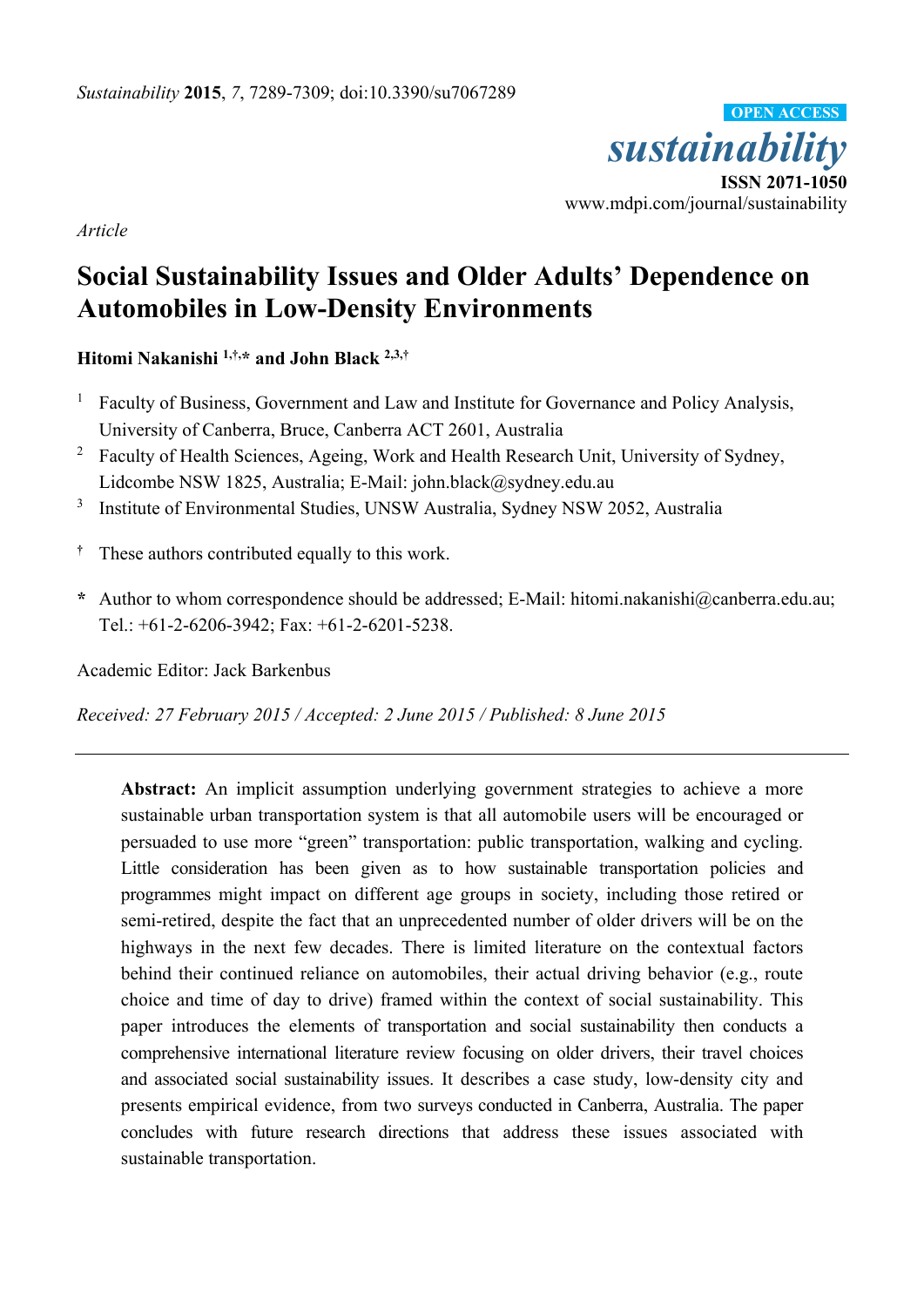*Sustainability* **2015**, *7*, 7289-7309; doi:10.3390/su7067289

OPEN ACCESS

*sustainability*

**ISSN 2071-1050**

www.mdpi.com/journal/sustainability

*Article*

# Social Sustainability Issues and Older Adults' Dependence on Automobiles in Low-Density Environments

**Hitomi Nakanishi [1,†,*] and John Black [2,3,†]**

[1] Faculty of Business, Government and Law and Institute for Governance and Policy Analysis, University of Canberra, Bruce, Canberra ACT 2601, Australia

[2] Faculty of Health Sciences, Ageing, Work and Health Research Unit, University of Sydney, Lidcombe NSW 1825, Australia; E-Mail: john.black@sydney.edu.au

[3] Institute of Environmental Studies, UNSW Australia, Sydney NSW 2052, Australia

[†] These authors contributed equally to this work.

[*] Author to whom correspondence should be addressed; E-Mail: hitomi.nakanishi@canberra.edu.au; Tel.: +61-2-6206-3942; Fax: +61-2-6201-5238.

Academic Editor: Jack Barkenbus

*Received: 27 February 2015 / Accepted: 2 June 2015 / Published: 8 June 2015*

---

**Abstract:** An implicit assumption underlying government strategies to achieve a more sustainable urban transportation system is that all automobile users will be encouraged or persuaded to use more "green" transportation: public transportation, walking and cycling. Little consideration has been given as to how sustainable transportation policies and programmes might impact on different age groups in society, including those retired or semi-retired, despite the fact that an unprecedented number of older drivers will be on the highways in the next few decades. There is limited literature on the contextual factors behind their continued reliance on automobiles, their actual driving behavior (e.g., route choice and time of day to drive) framed within the context of social sustainability. This paper introduces the elements of transportation and social sustainability then conducts a comprehensive international literature review focusing on older drivers, their travel choices and associated social sustainability issues. It describes a case study, low-density city and presents empirical evidence, from two surveys conducted in Canberra, Australia. The paper concludes with future research directions that address these issues associated with sustainable transportation.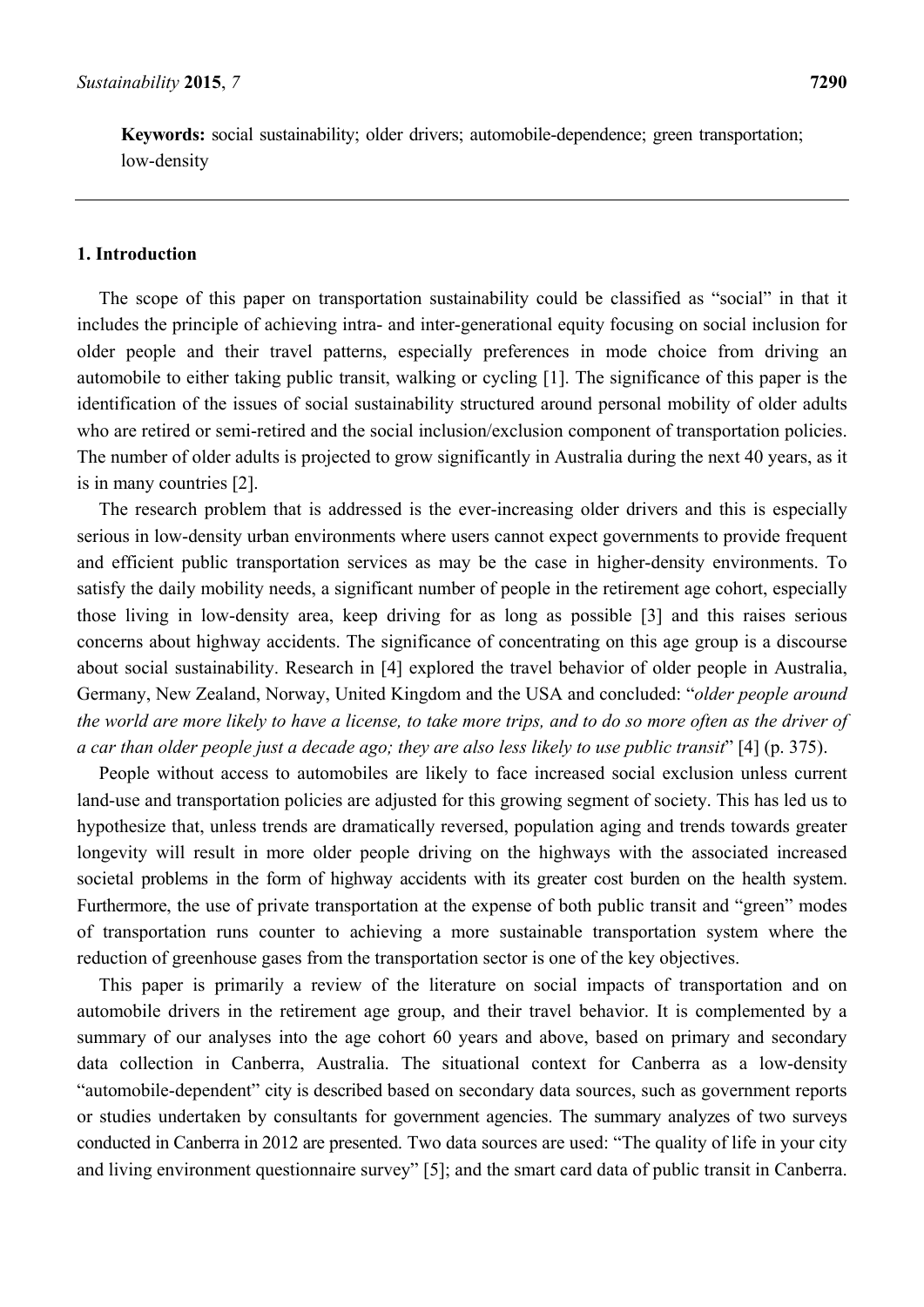**Keywords:** social sustainability; older drivers; automobile-dependence; green transportation; low-density

## 1. Introduction

The scope of this paper on transportation sustainability could be classified as "social" in that it includes the principle of achieving intra- and inter-generational equity focusing on social inclusion for older people and their travel patterns, especially preferences in mode choice from driving an automobile to either taking public transit, walking or cycling [1]. The significance of this paper is the identification of the issues of social sustainability structured around personal mobility of older adults who are retired or semi-retired and the social inclusion/exclusion component of transportation policies. The number of older adults is projected to grow significantly in Australia during the next 40 years, as it is in many countries [2].

The research problem that is addressed is the ever-increasing older drivers and this is especially serious in low-density urban environments where users cannot expect governments to provide frequent and efficient public transportation services as may be the case in higher-density environments. To satisfy the daily mobility needs, a significant number of people in the retirement age cohort, especially those living in low-density area, keep driving for as long as possible [3] and this raises serious concerns about highway accidents. The significance of concentrating on this age group is a discourse about social sustainability. Research in [4] explored the travel behavior of older people in Australia, Germany, New Zealand, Norway, United Kingdom and the USA and concluded: "*older people around the world are more likely to have a license, to take more trips, and to do so more often as the driver of a car than older people just a decade ago; they are also less likely to use public transit*" [4] (p. 375).

People without access to automobiles are likely to face increased social exclusion unless current land-use and transportation policies are adjusted for this growing segment of society. This has led us to hypothesize that, unless trends are dramatically reversed, population aging and trends towards greater longevity will result in more older people driving on the highways with the associated increased societal problems in the form of highway accidents with its greater cost burden on the health system. Furthermore, the use of private transportation at the expense of both public transit and "green" modes of transportation runs counter to achieving a more sustainable transportation system where the reduction of greenhouse gases from the transportation sector is one of the key objectives.

This paper is primarily a review of the literature on social impacts of transportation and on automobile drivers in the retirement age group, and their travel behavior. It is complemented by a summary of our analyses into the age cohort 60 years and above, based on primary and secondary data collection in Canberra, Australia. The situational context for Canberra as a low-density "automobile-dependent" city is described based on secondary data sources, such as government reports or studies undertaken by consultants for government agencies. The summary analyzes of two surveys conducted in Canberra in 2012 are presented. Two data sources are used: "The quality of life in your city and living environment questionnaire survey" [5]; and the smart card data of public transit in Canberra.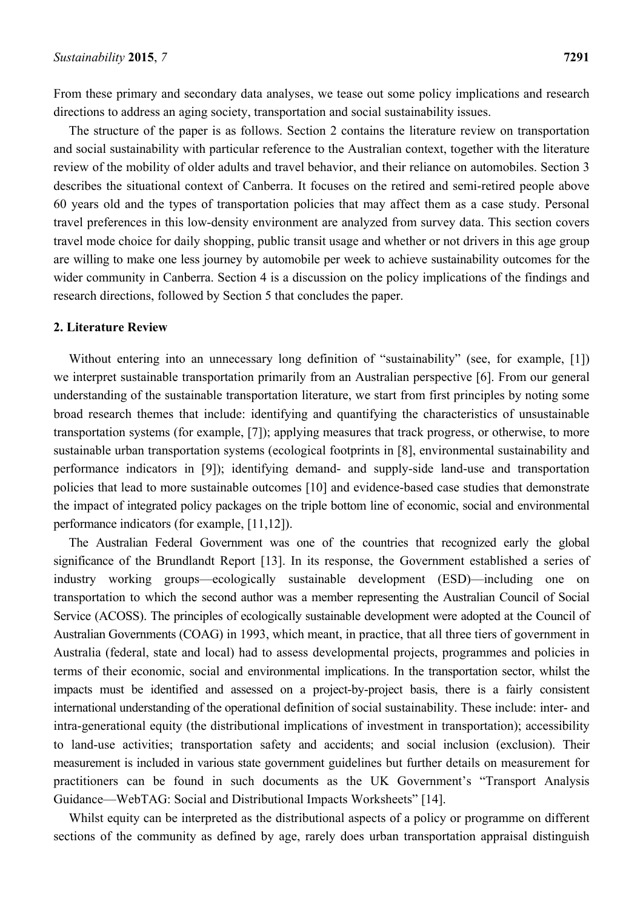From these primary and secondary data analyses, we tease out some policy implications and research directions to address an aging society, transportation and social sustainability issues.

The structure of the paper is as follows. Section 2 contains the literature review on transportation and social sustainability with particular reference to the Australian context, together with the literature review of the mobility of older adults and travel behavior, and their reliance on automobiles. Section 3 describes the situational context of Canberra. It focuses on the retired and semi-retired people above 60 years old and the types of transportation policies that may affect them as a case study. Personal travel preferences in this low-density environment are analyzed from survey data. This section covers travel mode choice for daily shopping, public transit usage and whether or not drivers in this age group are willing to make one less journey by automobile per week to achieve sustainability outcomes for the wider community in Canberra. Section 4 is a discussion on the policy implications of the findings and research directions, followed by Section 5 that concludes the paper.

## 2. Literature Review

Without entering into an unnecessary long definition of "sustainability" (see, for example, [1]) we interpret sustainable transportation primarily from an Australian perspective [6]. From our general understanding of the sustainable transportation literature, we start from first principles by noting some broad research themes that include: identifying and quantifying the characteristics of unsustainable transportation systems (for example, [7]); applying measures that track progress, or otherwise, to more sustainable urban transportation systems (ecological footprints in [8], environmental sustainability and performance indicators in [9]); identifying demand- and supply-side land-use and transportation policies that lead to more sustainable outcomes [10] and evidence-based case studies that demonstrate the impact of integrated policy packages on the triple bottom line of economic, social and environmental performance indicators (for example, [11,12]).

The Australian Federal Government was one of the countries that recognized early the global significance of the Brundlandt Report [13]. In its response, the Government established a series of industry working groups—ecologically sustainable development (ESD)—including one on transportation to which the second author was a member representing the Australian Council of Social Service (ACOSS). The principles of ecologically sustainable development were adopted at the Council of Australian Governments (COAG) in 1993, which meant, in practice, that all three tiers of government in Australia (federal, state and local) had to assess developmental projects, programmes and policies in terms of their economic, social and environmental implications. In the transportation sector, whilst the impacts must be identified and assessed on a project-by-project basis, there is a fairly consistent international understanding of the operational definition of social sustainability. These include: inter- and intra-generational equity (the distributional implications of investment in transportation); accessibility to land-use activities; transportation safety and accidents; and social inclusion (exclusion). Their measurement is included in various state government guidelines but further details on measurement for practitioners can be found in such documents as the UK Government's "Transport Analysis Guidance—WebTAG: Social and Distributional Impacts Worksheets" [14].

Whilst equity can be interpreted as the distributional aspects of a policy or programme on different sections of the community as defined by age, rarely does urban transportation appraisal distinguish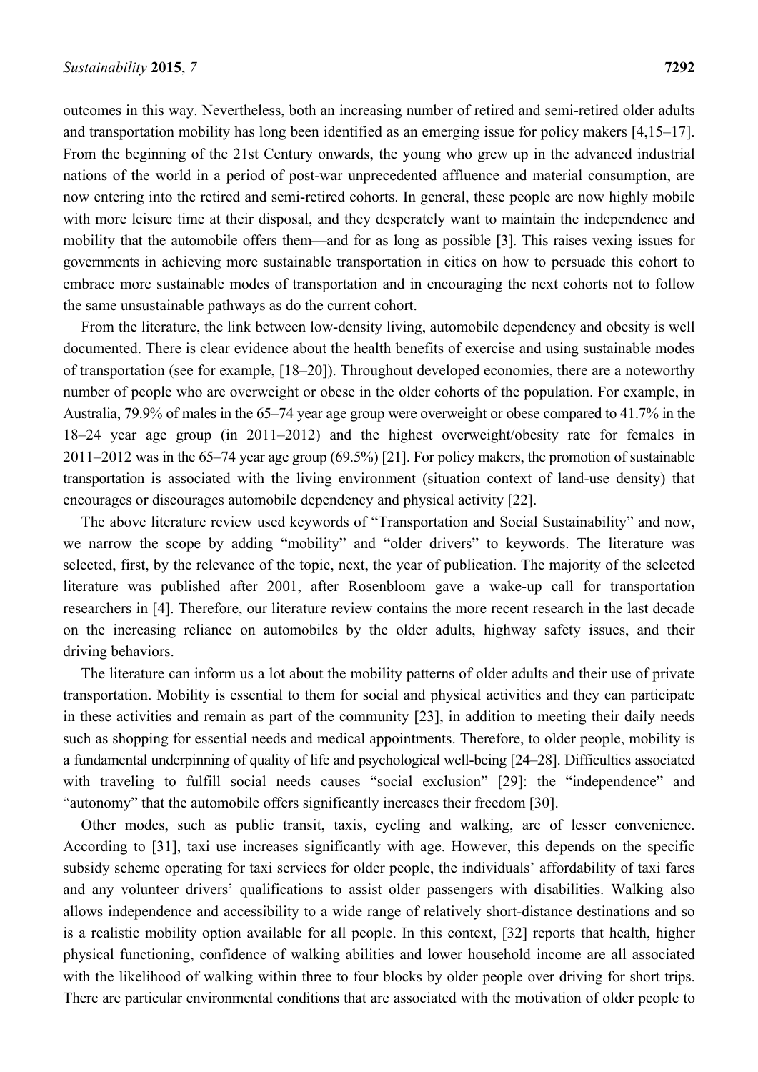outcomes in this way. Nevertheless, both an increasing number of retired and semi-retired older adults and transportation mobility has long been identified as an emerging issue for policy makers [4,15–17]. From the beginning of the 21st Century onwards, the young who grew up in the advanced industrial nations of the world in a period of post-war unprecedented affluence and material consumption, are now entering into the retired and semi-retired cohorts. In general, these people are now highly mobile with more leisure time at their disposal, and they desperately want to maintain the independence and mobility that the automobile offers them—and for as long as possible [3]. This raises vexing issues for governments in achieving more sustainable transportation in cities on how to persuade this cohort to embrace more sustainable modes of transportation and in encouraging the next cohorts not to follow the same unsustainable pathways as do the current cohort.

From the literature, the link between low-density living, automobile dependency and obesity is well documented. There is clear evidence about the health benefits of exercise and using sustainable modes of transportation (see for example, [18–20]). Throughout developed economies, there are a noteworthy number of people who are overweight or obese in the older cohorts of the population. For example, in Australia, 79.9% of males in the 65–74 year age group were overweight or obese compared to 41.7% in the 18–24 year age group (in 2011–2012) and the highest overweight/obesity rate for females in 2011–2012 was in the 65–74 year age group (69.5%) [21]. For policy makers, the promotion of sustainable transportation is associated with the living environment (situation context of land-use density) that encourages or discourages automobile dependency and physical activity [22].

The above literature review used keywords of "Transportation and Social Sustainability" and now, we narrow the scope by adding "mobility" and "older drivers" to keywords. The literature was selected, first, by the relevance of the topic, next, the year of publication. The majority of the selected literature was published after 2001, after Rosenbloom gave a wake-up call for transportation researchers in [4]. Therefore, our literature review contains the more recent research in the last decade on the increasing reliance on automobiles by the older adults, highway safety issues, and their driving behaviors.

The literature can inform us a lot about the mobility patterns of older adults and their use of private transportation. Mobility is essential to them for social and physical activities and they can participate in these activities and remain as part of the community [23], in addition to meeting their daily needs such as shopping for essential needs and medical appointments. Therefore, to older people, mobility is a fundamental underpinning of quality of life and psychological well-being [24–28]. Difficulties associated with traveling to fulfill social needs causes "social exclusion" [29]: the "independence" and "autonomy" that the automobile offers significantly increases their freedom [30].

Other modes, such as public transit, taxis, cycling and walking, are of lesser convenience. According to [31], taxi use increases significantly with age. However, this depends on the specific subsidy scheme operating for taxi services for older people, the individuals' affordability of taxi fares and any volunteer drivers' qualifications to assist older passengers with disabilities. Walking also allows independence and accessibility to a wide range of relatively short-distance destinations and so is a realistic mobility option available for all people. In this context, [32] reports that health, higher physical functioning, confidence of walking abilities and lower household income are all associated with the likelihood of walking within three to four blocks by older people over driving for short trips. There are particular environmental conditions that are associated with the motivation of older people to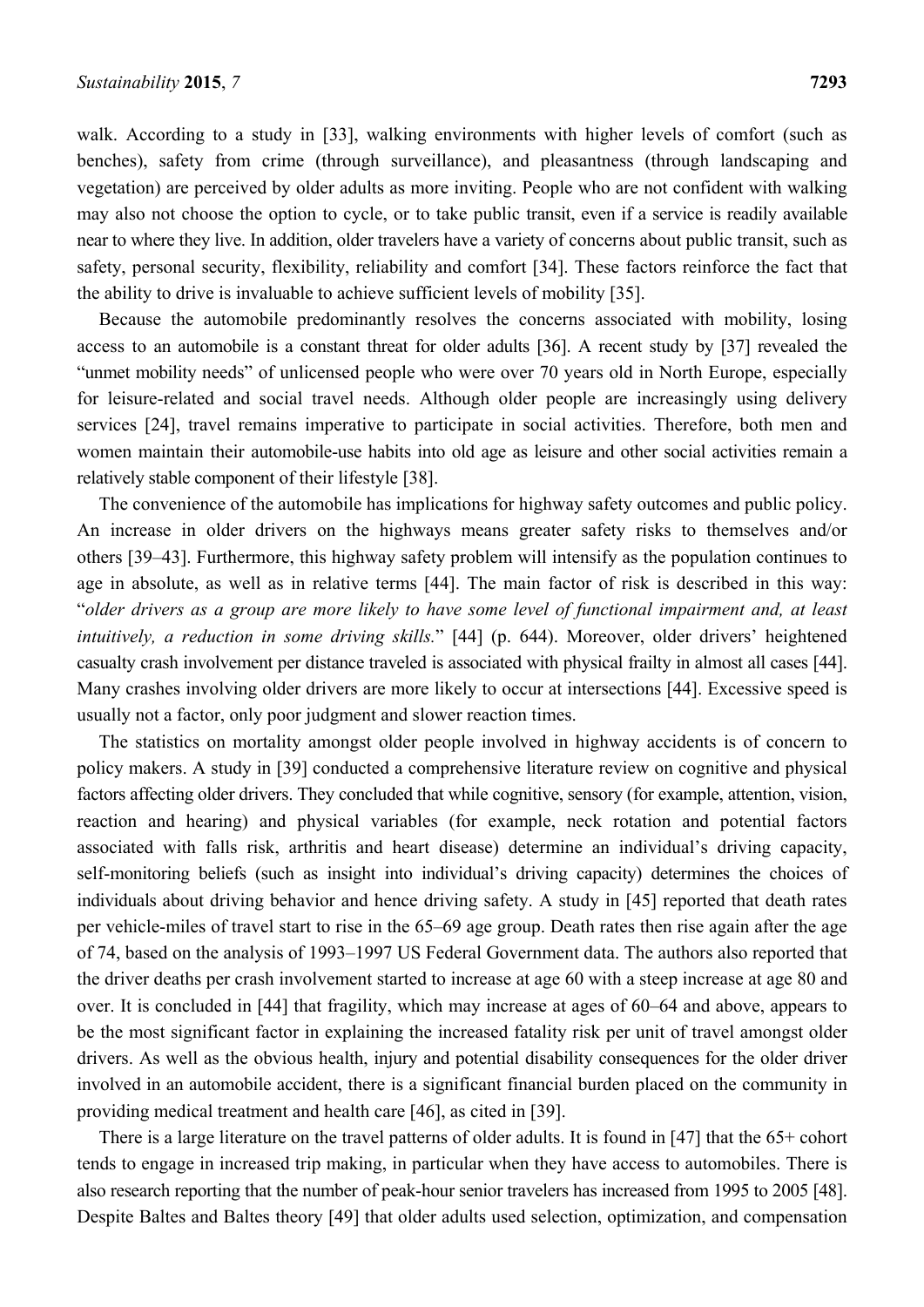walk. According to a study in [33], walking environments with higher levels of comfort (such as benches), safety from crime (through surveillance), and pleasantness (through landscaping and vegetation) are perceived by older adults as more inviting. People who are not confident with walking may also not choose the option to cycle, or to take public transit, even if a service is readily available near to where they live. In addition, older travelers have a variety of concerns about public transit, such as safety, personal security, flexibility, reliability and comfort [34]. These factors reinforce the fact that the ability to drive is invaluable to achieve sufficient levels of mobility [35].

Because the automobile predominantly resolves the concerns associated with mobility, losing access to an automobile is a constant threat for older adults [36]. A recent study by [37] revealed the "unmet mobility needs" of unlicensed people who were over 70 years old in North Europe, especially for leisure-related and social travel needs. Although older people are increasingly using delivery services [24], travel remains imperative to participate in social activities. Therefore, both men and women maintain their automobile-use habits into old age as leisure and other social activities remain a relatively stable component of their lifestyle [38].

The convenience of the automobile has implications for highway safety outcomes and public policy. An increase in older drivers on the highways means greater safety risks to themselves and/or others [39–43]. Furthermore, this highway safety problem will intensify as the population continues to age in absolute, as well as in relative terms [44]. The main factor of risk is described in this way: "*older drivers as a group are more likely to have some level of functional impairment and, at least intuitively, a reduction in some driving skills.*" [44] (p. 644). Moreover, older drivers' heightened casualty crash involvement per distance traveled is associated with physical frailty in almost all cases [44]. Many crashes involving older drivers are more likely to occur at intersections [44]. Excessive speed is usually not a factor, only poor judgment and slower reaction times.

The statistics on mortality amongst older people involved in highway accidents is of concern to policy makers. A study in [39] conducted a comprehensive literature review on cognitive and physical factors affecting older drivers. They concluded that while cognitive, sensory (for example, attention, vision, reaction and hearing) and physical variables (for example, neck rotation and potential factors associated with falls risk, arthritis and heart disease) determine an individual's driving capacity, self-monitoring beliefs (such as insight into individual's driving capacity) determines the choices of individuals about driving behavior and hence driving safety. A study in [45] reported that death rates per vehicle-miles of travel start to rise in the 65–69 age group. Death rates then rise again after the age of 74, based on the analysis of 1993–1997 US Federal Government data. The authors also reported that the driver deaths per crash involvement started to increase at age 60 with a steep increase at age 80 and over. It is concluded in [44] that fragility, which may increase at ages of 60–64 and above, appears to be the most significant factor in explaining the increased fatality risk per unit of travel amongst older drivers. As well as the obvious health, injury and potential disability consequences for the older driver involved in an automobile accident, there is a significant financial burden placed on the community in providing medical treatment and health care [46], as cited in [39].

There is a large literature on the travel patterns of older adults. It is found in [47] that the 65+ cohort tends to engage in increased trip making, in particular when they have access to automobiles. There is also research reporting that the number of peak-hour senior travelers has increased from 1995 to 2005 [48]. Despite Baltes and Baltes theory [49] that older adults used selection, optimization, and compensation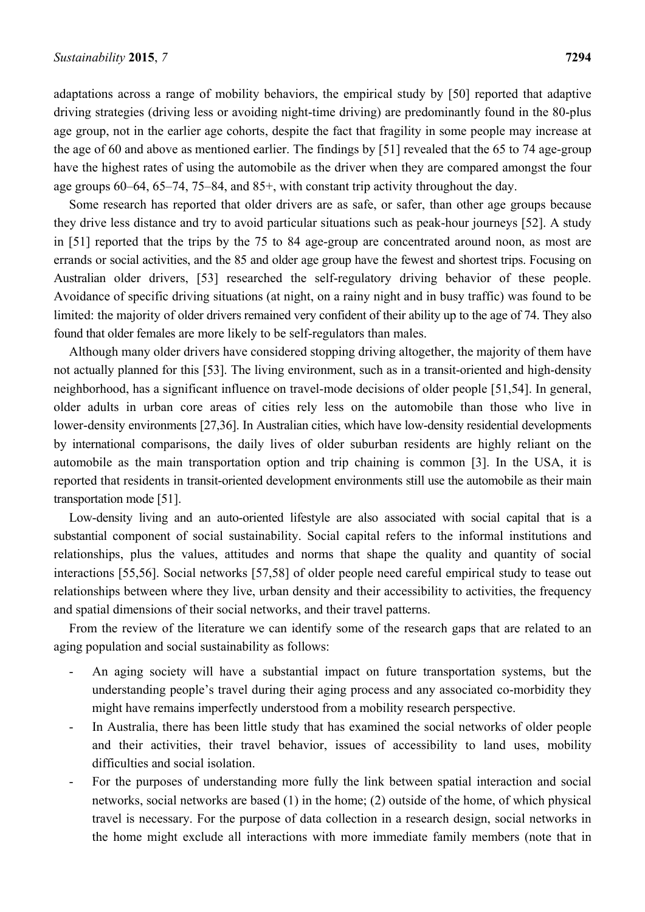adaptations across a range of mobility behaviors, the empirical study by [50] reported that adaptive driving strategies (driving less or avoiding night-time driving) are predominantly found in the 80-plus age group, not in the earlier age cohorts, despite the fact that fragility in some people may increase at the age of 60 and above as mentioned earlier. The findings by [51] revealed that the 65 to 74 age-group have the highest rates of using the automobile as the driver when they are compared amongst the four age groups 60–64, 65–74, 75–84, and 85+, with constant trip activity throughout the day.

Some research has reported that older drivers are as safe, or safer, than other age groups because they drive less distance and try to avoid particular situations such as peak-hour journeys [52]. A study in [51] reported that the trips by the 75 to 84 age-group are concentrated around noon, as most are errands or social activities, and the 85 and older age group have the fewest and shortest trips. Focusing on Australian older drivers, [53] researched the self-regulatory driving behavior of these people. Avoidance of specific driving situations (at night, on a rainy night and in busy traffic) was found to be limited: the majority of older drivers remained very confident of their ability up to the age of 74. They also found that older females are more likely to be self-regulators than males.

Although many older drivers have considered stopping driving altogether, the majority of them have not actually planned for this [53]. The living environment, such as in a transit-oriented and high-density neighborhood, has a significant influence on travel-mode decisions of older people [51,54]. In general, older adults in urban core areas of cities rely less on the automobile than those who live in lower-density environments [27,36]. In Australian cities, which have low-density residential developments by international comparisons, the daily lives of older suburban residents are highly reliant on the automobile as the main transportation option and trip chaining is common [3]. In the USA, it is reported that residents in transit-oriented development environments still use the automobile as their main transportation mode [51].

Low-density living and an auto-oriented lifestyle are also associated with social capital that is a substantial component of social sustainability. Social capital refers to the informal institutions and relationships, plus the values, attitudes and norms that shape the quality and quantity of social interactions [55,56]. Social networks [57,58] of older people need careful empirical study to tease out relationships between where they live, urban density and their accessibility to activities, the frequency and spatial dimensions of their social networks, and their travel patterns.

From the review of the literature we can identify some of the research gaps that are related to an aging population and social sustainability as follows:

- An aging society will have a substantial impact on future transportation systems, but the understanding people's travel during their aging process and any associated co-morbidity they might have remains imperfectly understood from a mobility research perspective.
- In Australia, there has been little study that has examined the social networks of older people and their activities, their travel behavior, issues of accessibility to land uses, mobility difficulties and social isolation.
- For the purposes of understanding more fully the link between spatial interaction and social networks, social networks are based (1) in the home; (2) outside of the home, of which physical travel is necessary. For the purpose of data collection in a research design, social networks in the home might exclude all interactions with more immediate family members (note that in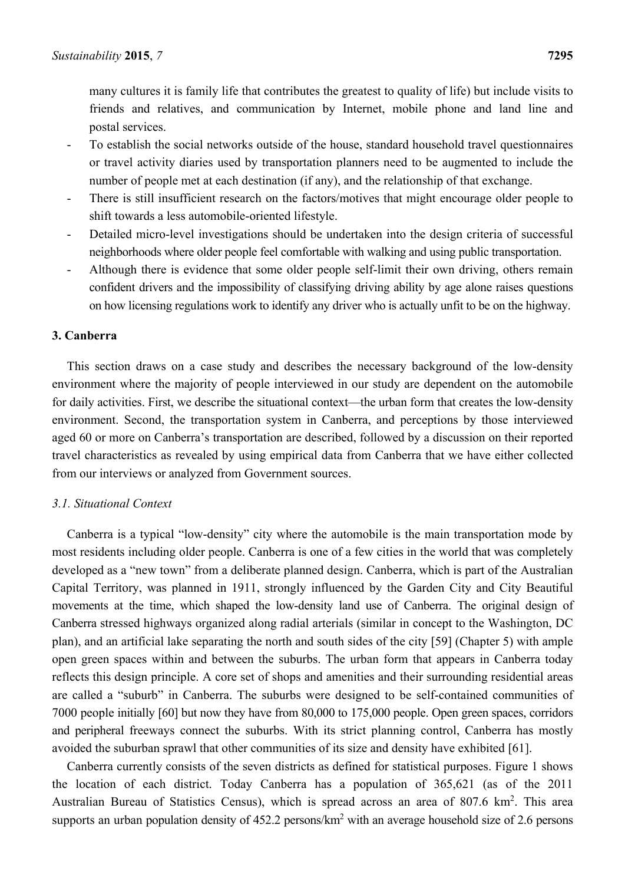many cultures it is family life that contributes the greatest to quality of life) but include visits to friends and relatives, and communication by Internet, mobile phone and land line and postal services.

- To establish the social networks outside of the house, standard household travel questionnaires or travel activity diaries used by transportation planners need to be augmented to include the number of people met at each destination (if any), and the relationship of that exchange.
- There is still insufficient research on the factors/motives that might encourage older people to shift towards a less automobile-oriented lifestyle.
- Detailed micro-level investigations should be undertaken into the design criteria of successful neighborhoods where older people feel comfortable with walking and using public transportation.
- Although there is evidence that some older people self-limit their own driving, others remain confident drivers and the impossibility of classifying driving ability by age alone raises questions on how licensing regulations work to identify any driver who is actually unfit to be on the highway.

## 3. Canberra

This section draws on a case study and describes the necessary background of the low-density environment where the majority of people interviewed in our study are dependent on the automobile for daily activities. First, we describe the situational context—the urban form that creates the low-density environment. Second, the transportation system in Canberra, and perceptions by those interviewed aged 60 or more on Canberra's transportation are described, followed by a discussion on their reported travel characteristics as revealed by using empirical data from Canberra that we have either collected from our interviews or analyzed from Government sources.

### *3.1. Situational Context*

Canberra is a typical "low-density" city where the automobile is the main transportation mode by most residents including older people. Canberra is one of a few cities in the world that was completely developed as a "new town" from a deliberate planned design. Canberra, which is part of the Australian Capital Territory, was planned in 1911, strongly influenced by the Garden City and City Beautiful movements at the time, which shaped the low-density land use of Canberra. The original design of Canberra stressed highways organized along radial arterials (similar in concept to the Washington, DC plan), and an artificial lake separating the north and south sides of the city [59] (Chapter 5) with ample open green spaces within and between the suburbs. The urban form that appears in Canberra today reflects this design principle. A core set of shops and amenities and their surrounding residential areas are called a "suburb" in Canberra. The suburbs were designed to be self-contained communities of 7000 people initially [60] but now they have from 80,000 to 175,000 people. Open green spaces, corridors and peripheral freeways connect the suburbs. With its strict planning control, Canberra has mostly avoided the suburban sprawl that other communities of its size and density have exhibited [61].

Canberra currently consists of the seven districts as defined for statistical purposes. Figure 1 shows the location of each district. Today Canberra has a population of 365,621 (as of the 2011 Australian Bureau of Statistics Census), which is spread across an area of 807.6 km$^2$. This area supports an urban population density of 452.2 persons/km$^2$ with an average household size of 2.6 persons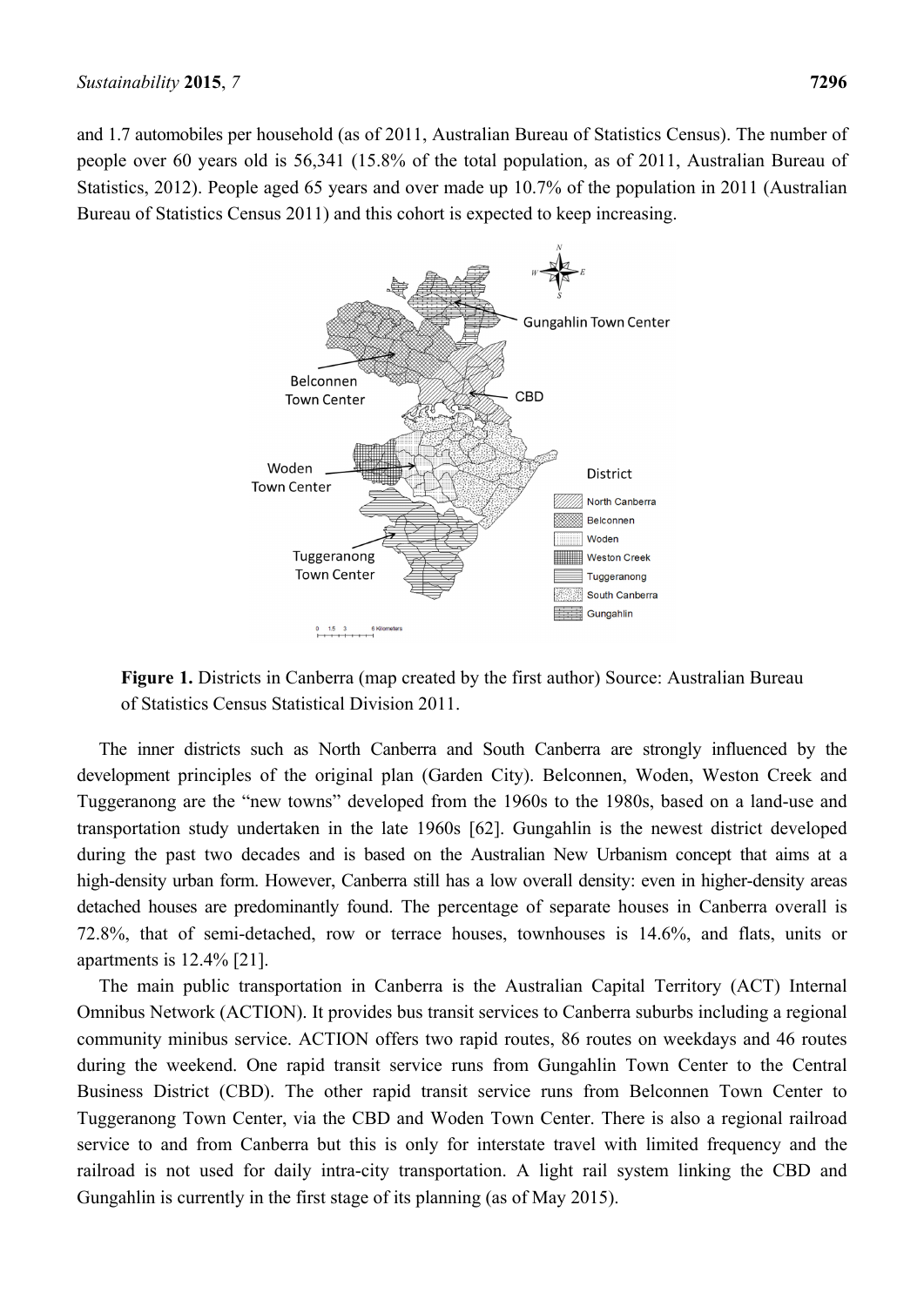and 1.7 automobiles per household (as of 2011, Australian Bureau of Statistics Census). The number of people over 60 years old is 56,341 (15.8% of the total population, as of 2011, Australian Bureau of Statistics, 2012). People aged 65 years and over made up 10.7% of the population in 2011 (Australian Bureau of Statistics Census 2011) and this cohort is expected to keep increasing.

**Figure 1.** Districts in Canberra (map created by the first author) Source: Australian Bureau of Statistics Census Statistical Division 2011.

The inner districts such as North Canberra and South Canberra are strongly influenced by the development principles of the original plan (Garden City). Belconnen, Woden, Weston Creek and Tuggeranong are the "new towns" developed from the 1960s to the 1980s, based on a land-use and transportation study undertaken in the late 1960s [62]. Gungahlin is the newest district developed during the past two decades and is based on the Australian New Urbanism concept that aims at a high-density urban form. However, Canberra still has a low overall density: even in higher-density areas detached houses are predominantly found. The percentage of separate houses in Canberra overall is 72.8%, that of semi-detached, row or terrace houses, townhouses is 14.6%, and flats, units or apartments is 12.4% [21].

The main public transportation in Canberra is the Australian Capital Territory (ACT) Internal Omnibus Network (ACTION). It provides bus transit services to Canberra suburbs including a regional community minibus service. ACTION offers two rapid routes, 86 routes on weekdays and 46 routes during the weekend. One rapid transit service runs from Gungahlin Town Center to the Central Business District (CBD). The other rapid transit service runs from Belconnen Town Center to Tuggeranong Town Center, via the CBD and Woden Town Center. There is also a regional railroad service to and from Canberra but this is only for interstate travel with limited frequency and the railroad is not used for daily intra-city transportation. A light rail system linking the CBD and Gungahlin is currently in the first stage of its planning (as of May 2015).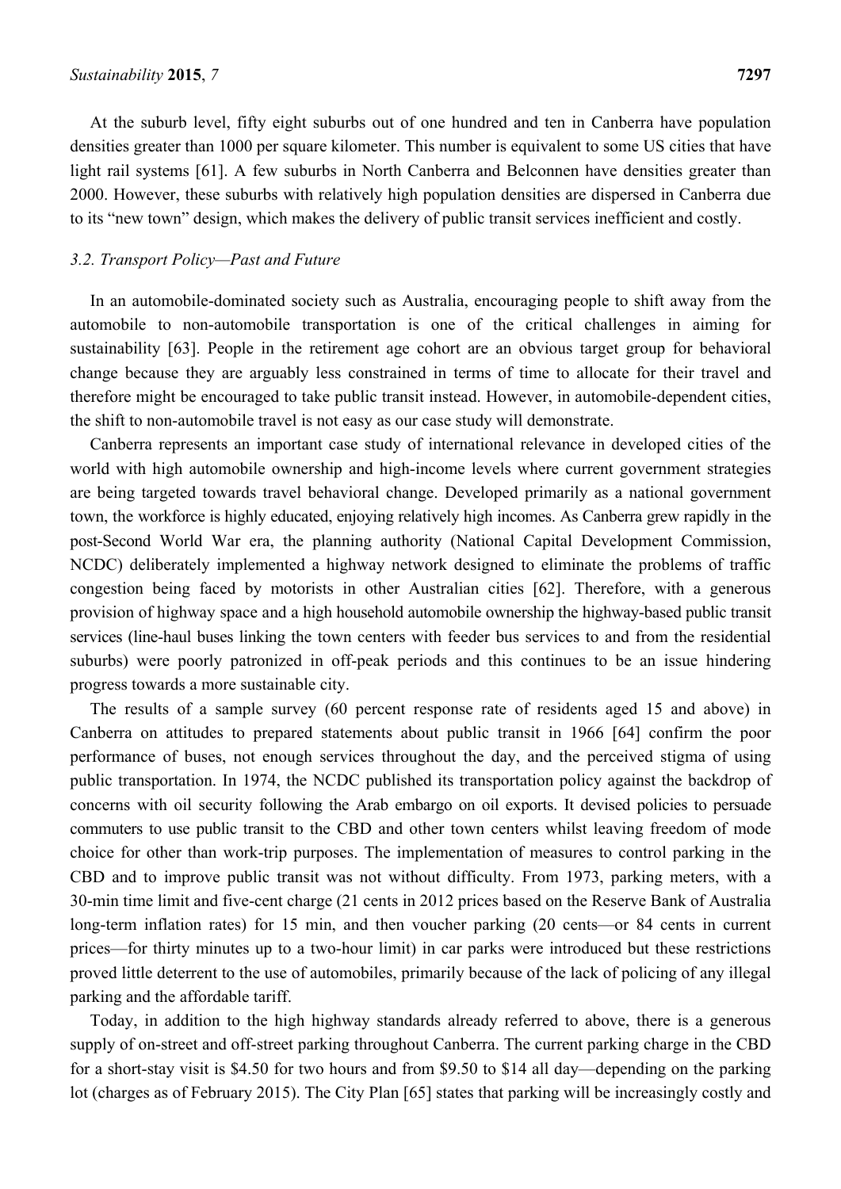At the suburb level, fifty eight suburbs out of one hundred and ten in Canberra have population densities greater than 1000 per square kilometer. This number is equivalent to some US cities that have light rail systems [61]. A few suburbs in North Canberra and Belconnen have densities greater than 2000. However, these suburbs with relatively high population densities are dispersed in Canberra due to its "new town" design, which makes the delivery of public transit services inefficient and costly.

### *3.2. Transport Policy—Past and Future*

In an automobile-dominated society such as Australia, encouraging people to shift away from the automobile to non-automobile transportation is one of the critical challenges in aiming for sustainability [63]. People in the retirement age cohort are an obvious target group for behavioral change because they are arguably less constrained in terms of time to allocate for their travel and therefore might be encouraged to take public transit instead. However, in automobile-dependent cities, the shift to non-automobile travel is not easy as our case study will demonstrate.

Canberra represents an important case study of international relevance in developed cities of the world with high automobile ownership and high-income levels where current government strategies are being targeted towards travel behavioral change. Developed primarily as a national government town, the workforce is highly educated, enjoying relatively high incomes. As Canberra grew rapidly in the post-Second World War era, the planning authority (National Capital Development Commission, NCDC) deliberately implemented a highway network designed to eliminate the problems of traffic congestion being faced by motorists in other Australian cities [62]. Therefore, with a generous provision of highway space and a high household automobile ownership the highway-based public transit services (line-haul buses linking the town centers with feeder bus services to and from the residential suburbs) were poorly patronized in off-peak periods and this continues to be an issue hindering progress towards a more sustainable city.

The results of a sample survey (60 percent response rate of residents aged 15 and above) in Canberra on attitudes to prepared statements about public transit in 1966 [64] confirm the poor performance of buses, not enough services throughout the day, and the perceived stigma of using public transportation. In 1974, the NCDC published its transportation policy against the backdrop of concerns with oil security following the Arab embargo on oil exports. It devised policies to persuade commuters to use public transit to the CBD and other town centers whilst leaving freedom of mode choice for other than work-trip purposes. The implementation of measures to control parking in the CBD and to improve public transit was not without difficulty. From 1973, parking meters, with a 30-min time limit and five-cent charge (21 cents in 2012 prices based on the Reserve Bank of Australia long-term inflation rates) for 15 min, and then voucher parking (20 cents—or 84 cents in current prices—for thirty minutes up to a two-hour limit) in car parks were introduced but these restrictions proved little deterrent to the use of automobiles, primarily because of the lack of policing of any illegal parking and the affordable tariff.

Today, in addition to the high highway standards already referred to above, there is a generous supply of on-street and off-street parking throughout Canberra. The current parking charge in the CBD for a short-stay visit is $4.50 for two hours and from $9.50 to $14 all day—depending on the parking lot (charges as of February 2015). The City Plan [65] states that parking will be increasingly costly and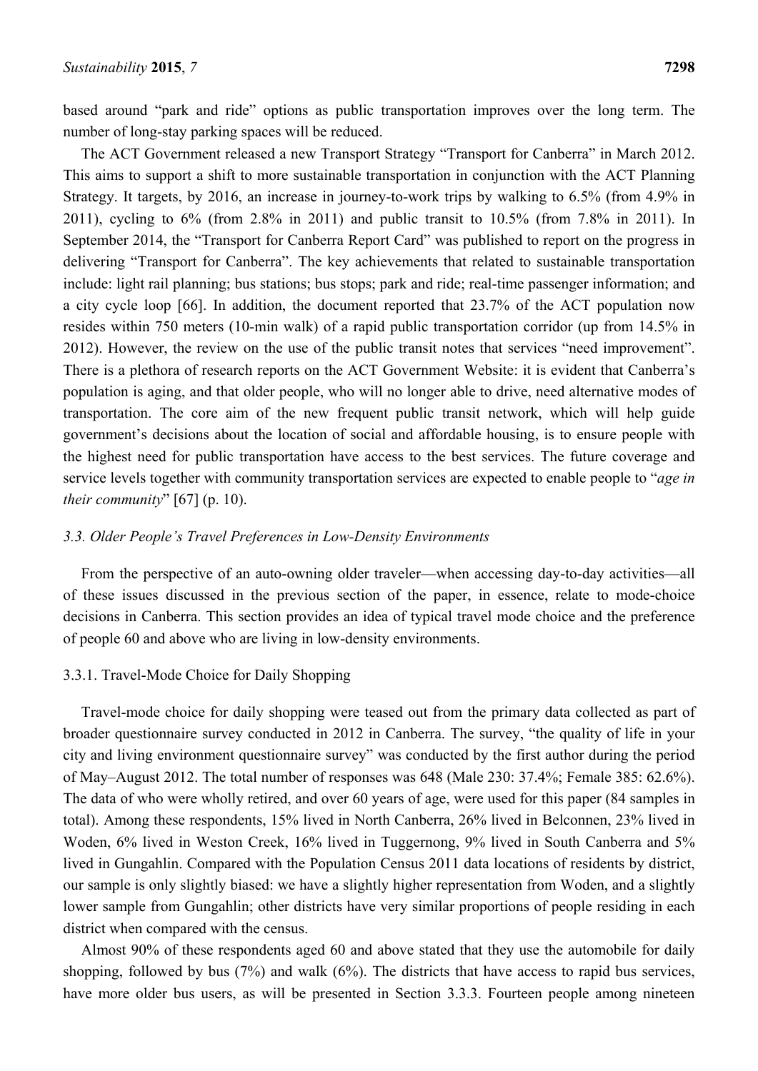based around "park and ride" options as public transportation improves over the long term. The number of long-stay parking spaces will be reduced.

The ACT Government released a new Transport Strategy "Transport for Canberra" in March 2012. This aims to support a shift to more sustainable transportation in conjunction with the ACT Planning Strategy. It targets, by 2016, an increase in journey-to-work trips by walking to 6.5% (from 4.9% in 2011), cycling to 6% (from 2.8% in 2011) and public transit to 10.5% (from 7.8% in 2011). In September 2014, the "Transport for Canberra Report Card" was published to report on the progress in delivering "Transport for Canberra". The key achievements that related to sustainable transportation include: light rail planning; bus stations; bus stops; park and ride; real-time passenger information; and a city cycle loop [66]. In addition, the document reported that 23.7% of the ACT population now resides within 750 meters (10-min walk) of a rapid public transportation corridor (up from 14.5% in 2012). However, the review on the use of the public transit notes that services "need improvement". There is a plethora of research reports on the ACT Government Website: it is evident that Canberra's population is aging, and that older people, who will no longer able to drive, need alternative modes of transportation. The core aim of the new frequent public transit network, which will help guide government's decisions about the location of social and affordable housing, is to ensure people with the highest need for public transportation have access to the best services. The future coverage and service levels together with community transportation services are expected to enable people to "*age in their community*" [67] (p. 10).

### *3.3. Older People's Travel Preferences in Low-Density Environments*

From the perspective of an auto-owning older traveler—when accessing day-to-day activities—all of these issues discussed in the previous section of the paper, in essence, relate to mode-choice decisions in Canberra. This section provides an idea of typical travel mode choice and the preference of people 60 and above who are living in low-density environments.

#### 3.3.1. Travel-Mode Choice for Daily Shopping

Travel-mode choice for daily shopping were teased out from the primary data collected as part of broader questionnaire survey conducted in 2012 in Canberra. The survey, "the quality of life in your city and living environment questionnaire survey" was conducted by the first author during the period of May–August 2012. The total number of responses was 648 (Male 230: 37.4%; Female 385: 62.6%). The data of who were wholly retired, and over 60 years of age, were used for this paper (84 samples in total). Among these respondents, 15% lived in North Canberra, 26% lived in Belconnen, 23% lived in Woden, 6% lived in Weston Creek, 16% lived in Tuggernong, 9% lived in South Canberra and 5% lived in Gungahlin. Compared with the Population Census 2011 data locations of residents by district, our sample is only slightly biased: we have a slightly higher representation from Woden, and a slightly lower sample from Gungahlin; other districts have very similar proportions of people residing in each district when compared with the census.

Almost 90% of these respondents aged 60 and above stated that they use the automobile for daily shopping, followed by bus (7%) and walk (6%). The districts that have access to rapid bus services, have more older bus users, as will be presented in Section 3.3.3. Fourteen people among nineteen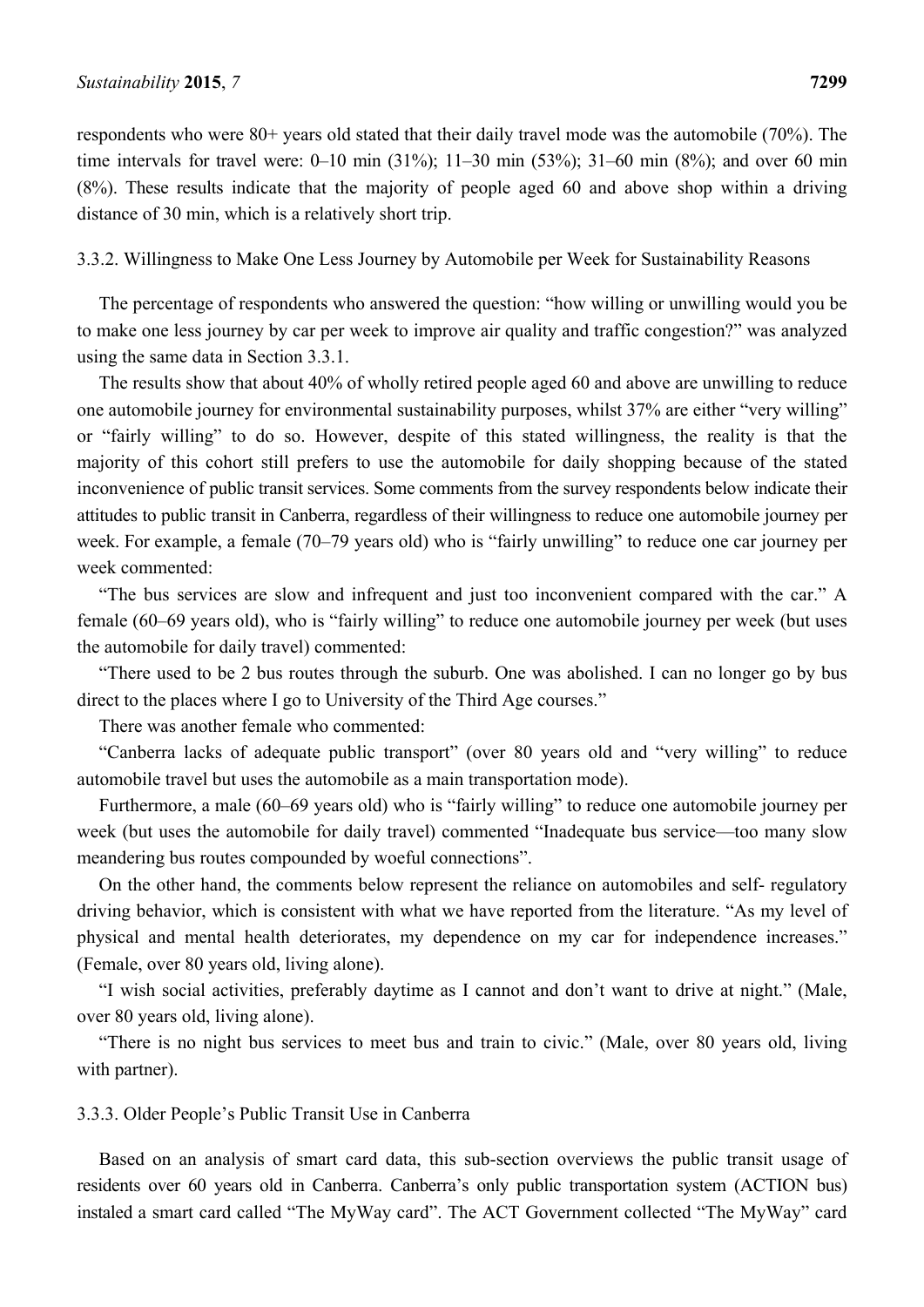respondents who were 80+ years old stated that their daily travel mode was the automobile (70%). The time intervals for travel were: 0–10 min (31%); 11–30 min (53%); 31–60 min (8%); and over 60 min (8%). These results indicate that the majority of people aged 60 and above shop within a driving distance of 30 min, which is a relatively short trip.

### 3.3.2. Willingness to Make One Less Journey by Automobile per Week for Sustainability Reasons

The percentage of respondents who answered the question: "how willing or unwilling would you be to make one less journey by car per week to improve air quality and traffic congestion?" was analyzed using the same data in Section 3.3.1.

The results show that about 40% of wholly retired people aged 60 and above are unwilling to reduce one automobile journey for environmental sustainability purposes, whilst 37% are either "very willing" or "fairly willing" to do so. However, despite of this stated willingness, the reality is that the majority of this cohort still prefers to use the automobile for daily shopping because of the stated inconvenience of public transit services. Some comments from the survey respondents below indicate their attitudes to public transit in Canberra, regardless of their willingness to reduce one automobile journey per week. For example, a female (70–79 years old) who is "fairly unwilling" to reduce one car journey per week commented:

"The bus services are slow and infrequent and just too inconvenient compared with the car." A female (60–69 years old), who is "fairly willing" to reduce one automobile journey per week (but uses the automobile for daily travel) commented:

"There used to be 2 bus routes through the suburb. One was abolished. I can no longer go by bus direct to the places where I go to University of the Third Age courses."

There was another female who commented:

"Canberra lacks of adequate public transport" (over 80 years old and "very willing" to reduce automobile travel but uses the automobile as a main transportation mode).

Furthermore, a male (60–69 years old) who is "fairly willing" to reduce one automobile journey per week (but uses the automobile for daily travel) commented "Inadequate bus service—too many slow meandering bus routes compounded by woeful connections".

On the other hand, the comments below represent the reliance on automobiles and self- regulatory driving behavior, which is consistent with what we have reported from the literature. "As my level of physical and mental health deteriorates, my dependence on my car for independence increases." (Female, over 80 years old, living alone).

"I wish social activities, preferably daytime as I cannot and don't want to drive at night." (Male, over 80 years old, living alone).

"There is no night bus services to meet bus and train to civic." (Male, over 80 years old, living with partner).

### 3.3.3. Older People's Public Transit Use in Canberra

Based on an analysis of smart card data, this sub-section overviews the public transit usage of residents over 60 years old in Canberra. Canberra's only public transportation system (ACTION bus) instaled a smart card called "The MyWay card". The ACT Government collected "The MyWay" card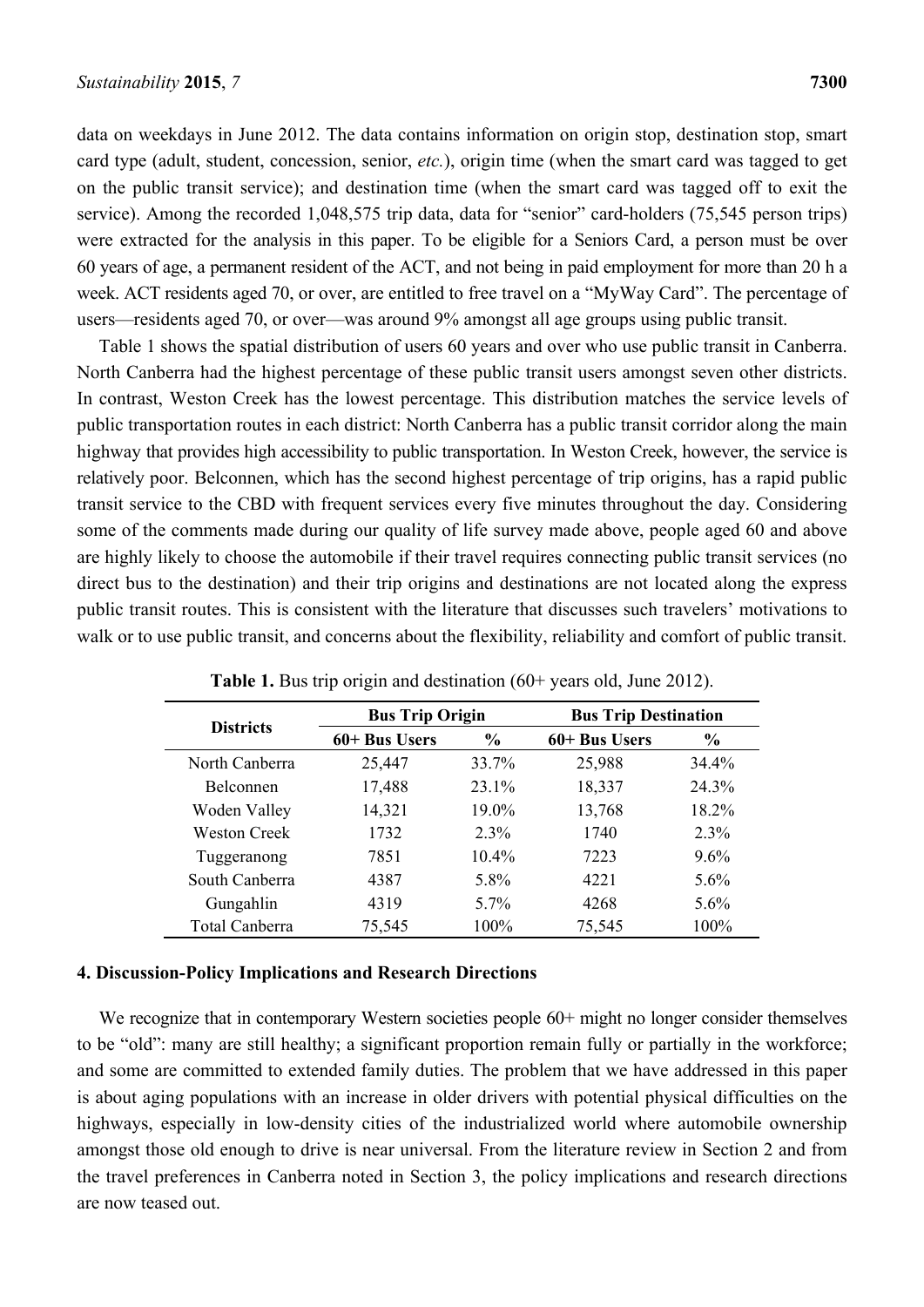data on weekdays in June 2012. The data contains information on origin stop, destination stop, smart card type (adult, student, concession, senior, *etc.*), origin time (when the smart card was tagged to get on the public transit service); and destination time (when the smart card was tagged off to exit the service). Among the recorded 1,048,575 trip data, data for "senior" card-holders (75,545 person trips) were extracted for the analysis in this paper. To be eligible for a Seniors Card, a person must be over 60 years of age, a permanent resident of the ACT, and not being in paid employment for more than 20 h a week. ACT residents aged 70, or over, are entitled to free travel on a "MyWay Card". The percentage of users—residents aged 70, or over—was around 9% amongst all age groups using public transit.

Table 1 shows the spatial distribution of users 60 years and over who use public transit in Canberra. North Canberra had the highest percentage of these public transit users amongst seven other districts. In contrast, Weston Creek has the lowest percentage. This distribution matches the service levels of public transportation routes in each district: North Canberra has a public transit corridor along the main highway that provides high accessibility to public transportation. In Weston Creek, however, the service is relatively poor. Belconnen, which has the second highest percentage of trip origins, has a rapid public transit service to the CBD with frequent services every five minutes throughout the day. Considering some of the comments made during our quality of life survey made above, people aged 60 and above are highly likely to choose the automobile if their travel requires connecting public transit services (no direct bus to the destination) and their trip origins and destinations are not located along the express public transit routes. This is consistent with the literature that discusses such travelers' motivations to walk or to use public transit, and concerns about the flexibility, reliability and comfort of public transit.

**Table 1.** Bus trip origin and destination (60+ years old, June 2012).

| Districts | Bus Trip Origin | | Bus Trip Destination | |
|---|---|---|---|---|
| | 60+ Bus Users | % | 60+ Bus Users | % |
| North Canberra | 25,447 | 33.7% | 25,988 | 34.4% |
| Belconnen | 17,488 | 23.1% | 18,337 | 24.3% |
| Woden Valley | 14,321 | 19.0% | 13,768 | 18.2% |
| Weston Creek | 1732 | 2.3% | 1740 | 2.3% |
| Tuggeranong | 7851 | 10.4% | 7223 | 9.6% |
| South Canberra | 4387 | 5.8% | 4221 | 5.6% |
| Gungahlin | 4319 | 5.7% | 4268 | 5.6% |
| Total Canberra | 75,545 | 100% | 75,545 | 100% |

## 4. Discussion-Policy Implications and Research Directions

We recognize that in contemporary Western societies people 60+ might no longer consider themselves to be "old": many are still healthy; a significant proportion remain fully or partially in the workforce; and some are committed to extended family duties. The problem that we have addressed in this paper is about aging populations with an increase in older drivers with potential physical difficulties on the highways, especially in low-density cities of the industrialized world where automobile ownership amongst those old enough to drive is near universal. From the literature review in Section 2 and from the travel preferences in Canberra noted in Section 3, the policy implications and research directions are now teased out.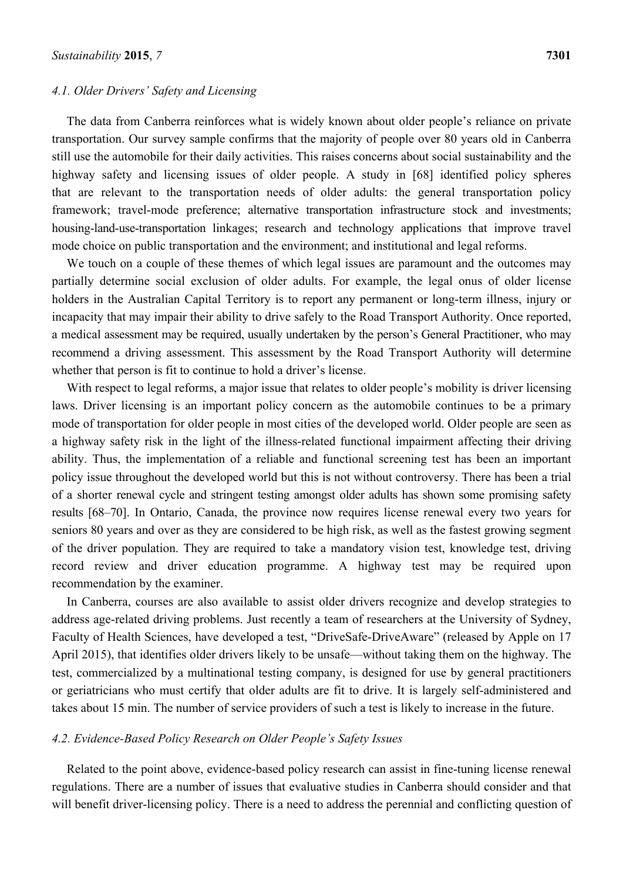### *4.1. Older Drivers' Safety and Licensing*

The data from Canberra reinforces what is widely known about older people's reliance on private transportation. Our survey sample confirms that the majority of people over 80 years old in Canberra still use the automobile for their daily activities. This raises concerns about social sustainability and the highway safety and licensing issues of older people. A study in [68] identified policy spheres that are relevant to the transportation needs of older adults: the general transportation policy framework; travel-mode preference; alternative transportation infrastructure stock and investments; housing-land-use-transportation linkages; research and technology applications that improve travel mode choice on public transportation and the environment; and institutional and legal reforms.

We touch on a couple of these themes of which legal issues are paramount and the outcomes may partially determine social exclusion of older adults. For example, the legal onus of older license holders in the Australian Capital Territory is to report any permanent or long-term illness, injury or incapacity that may impair their ability to drive safely to the Road Transport Authority. Once reported, a medical assessment may be required, usually undertaken by the person's General Practitioner, who may recommend a driving assessment. This assessment by the Road Transport Authority will determine whether that person is fit to continue to hold a driver's license.

With respect to legal reforms, a major issue that relates to older people's mobility is driver licensing laws. Driver licensing is an important policy concern as the automobile continues to be a primary mode of transportation for older people in most cities of the developed world. Older people are seen as a highway safety risk in the light of the illness-related functional impairment affecting their driving ability. Thus, the implementation of a reliable and functional screening test has been an important policy issue throughout the developed world but this is not without controversy. There has been a trial of a shorter renewal cycle and stringent testing amongst older adults has shown some promising safety results [68–70]. In Ontario, Canada, the province now requires license renewal every two years for seniors 80 years and over as they are considered to be high risk, as well as the fastest growing segment of the driver population. They are required to take a mandatory vision test, knowledge test, driving record review and driver education programme. A highway test may be required upon recommendation by the examiner.

In Canberra, courses are also available to assist older drivers recognize and develop strategies to address age-related driving problems. Just recently a team of researchers at the University of Sydney, Faculty of Health Sciences, have developed a test, "DriveSafe-DriveAware" (released by Apple on 17 April 2015), that identifies older drivers likely to be unsafe—without taking them on the highway. The test, commercialized by a multinational testing company, is designed for use by general practitioners or geriatricians who must certify that older adults are fit to drive. It is largely self-administered and takes about 15 min. The number of service providers of such a test is likely to increase in the future.

### *4.2. Evidence-Based Policy Research on Older People's Safety Issues*

Related to the point above, evidence-based policy research can assist in fine-tuning license renewal regulations. There are a number of issues that evaluative studies in Canberra should consider and that will benefit driver-licensing policy. There is a need to address the perennial and conflicting question of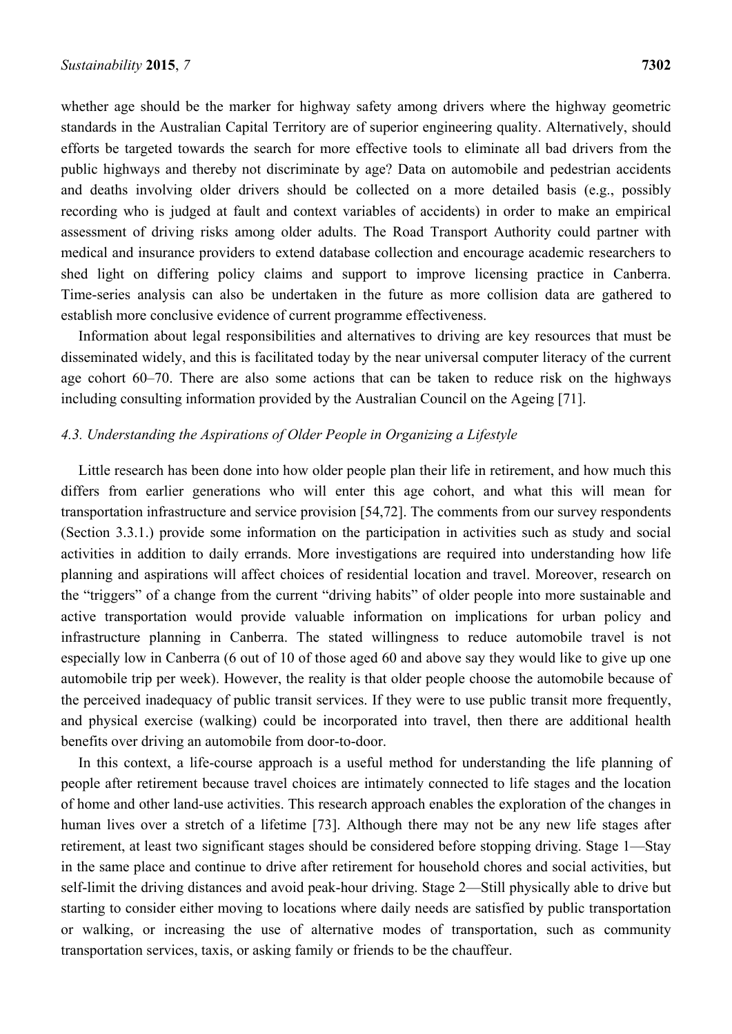whether age should be the marker for highway safety among drivers where the highway geometric standards in the Australian Capital Territory are of superior engineering quality. Alternatively, should efforts be targeted towards the search for more effective tools to eliminate all bad drivers from the public highways and thereby not discriminate by age? Data on automobile and pedestrian accidents and deaths involving older drivers should be collected on a more detailed basis (e.g., possibly recording who is judged at fault and context variables of accidents) in order to make an empirical assessment of driving risks among older adults. The Road Transport Authority could partner with medical and insurance providers to extend database collection and encourage academic researchers to shed light on differing policy claims and support to improve licensing practice in Canberra. Time-series analysis can also be undertaken in the future as more collision data are gathered to establish more conclusive evidence of current programme effectiveness.

Information about legal responsibilities and alternatives to driving are key resources that must be disseminated widely, and this is facilitated today by the near universal computer literacy of the current age cohort 60–70. There are also some actions that can be taken to reduce risk on the highways including consulting information provided by the Australian Council on the Ageing [71].

### *4.3. Understanding the Aspirations of Older People in Organizing a Lifestyle*

Little research has been done into how older people plan their life in retirement, and how much this differs from earlier generations who will enter this age cohort, and what this will mean for transportation infrastructure and service provision [54,72]. The comments from our survey respondents (Section 3.3.1.) provide some information on the participation in activities such as study and social activities in addition to daily errands. More investigations are required into understanding how life planning and aspirations will affect choices of residential location and travel. Moreover, research on the "triggers" of a change from the current "driving habits" of older people into more sustainable and active transportation would provide valuable information on implications for urban policy and infrastructure planning in Canberra. The stated willingness to reduce automobile travel is not especially low in Canberra (6 out of 10 of those aged 60 and above say they would like to give up one automobile trip per week). However, the reality is that older people choose the automobile because of the perceived inadequacy of public transit services. If they were to use public transit more frequently, and physical exercise (walking) could be incorporated into travel, then there are additional health benefits over driving an automobile from door-to-door.

In this context, a life-course approach is a useful method for understanding the life planning of people after retirement because travel choices are intimately connected to life stages and the location of home and other land-use activities. This research approach enables the exploration of the changes in human lives over a stretch of a lifetime [73]. Although there may not be any new life stages after retirement, at least two significant stages should be considered before stopping driving. Stage 1—Stay in the same place and continue to drive after retirement for household chores and social activities, but self-limit the driving distances and avoid peak-hour driving. Stage 2—Still physically able to drive but starting to consider either moving to locations where daily needs are satisfied by public transportation or walking, or increasing the use of alternative modes of transportation, such as community transportation services, taxis, or asking family or friends to be the chauffeur.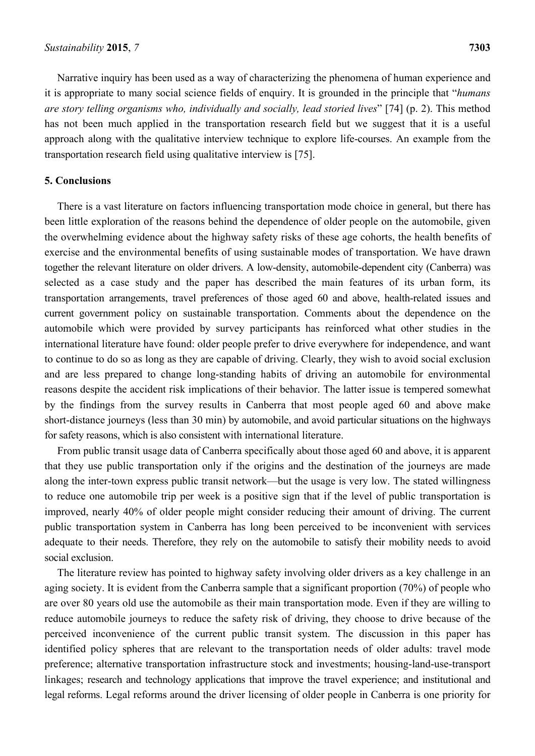Narrative inquiry has been used as a way of characterizing the phenomena of human experience and it is appropriate to many social science fields of enquiry. It is grounded in the principle that "*humans are story telling organisms who, individually and socially, lead storied lives*" [74] (p. 2). This method has not been much applied in the transportation research field but we suggest that it is a useful approach along with the qualitative interview technique to explore life-courses. An example from the transportation research field using qualitative interview is [75].

## 5. Conclusions

There is a vast literature on factors influencing transportation mode choice in general, but there has been little exploration of the reasons behind the dependence of older people on the automobile, given the overwhelming evidence about the highway safety risks of these age cohorts, the health benefits of exercise and the environmental benefits of using sustainable modes of transportation. We have drawn together the relevant literature on older drivers. A low-density, automobile-dependent city (Canberra) was selected as a case study and the paper has described the main features of its urban form, its transportation arrangements, travel preferences of those aged 60 and above, health-related issues and current government policy on sustainable transportation. Comments about the dependence on the automobile which were provided by survey participants has reinforced what other studies in the international literature have found: older people prefer to drive everywhere for independence, and want to continue to do so as long as they are capable of driving. Clearly, they wish to avoid social exclusion and are less prepared to change long-standing habits of driving an automobile for environmental reasons despite the accident risk implications of their behavior. The latter issue is tempered somewhat by the findings from the survey results in Canberra that most people aged 60 and above make short-distance journeys (less than 30 min) by automobile, and avoid particular situations on the highways for safety reasons, which is also consistent with international literature.

From public transit usage data of Canberra specifically about those aged 60 and above, it is apparent that they use public transportation only if the origins and the destination of the journeys are made along the inter-town express public transit network—but the usage is very low. The stated willingness to reduce one automobile trip per week is a positive sign that if the level of public transportation is improved, nearly 40% of older people might consider reducing their amount of driving. The current public transportation system in Canberra has long been perceived to be inconvenient with services adequate to their needs. Therefore, they rely on the automobile to satisfy their mobility needs to avoid social exclusion.

The literature review has pointed to highway safety involving older drivers as a key challenge in an aging society. It is evident from the Canberra sample that a significant proportion (70%) of people who are over 80 years old use the automobile as their main transportation mode. Even if they are willing to reduce automobile journeys to reduce the safety risk of driving, they choose to drive because of the perceived inconvenience of the current public transit system. The discussion in this paper has identified policy spheres that are relevant to the transportation needs of older adults: travel mode preference; alternative transportation infrastructure stock and investments; housing-land-use-transport linkages; research and technology applications that improve the travel experience; and institutional and legal reforms. Legal reforms around the driver licensing of older people in Canberra is one priority for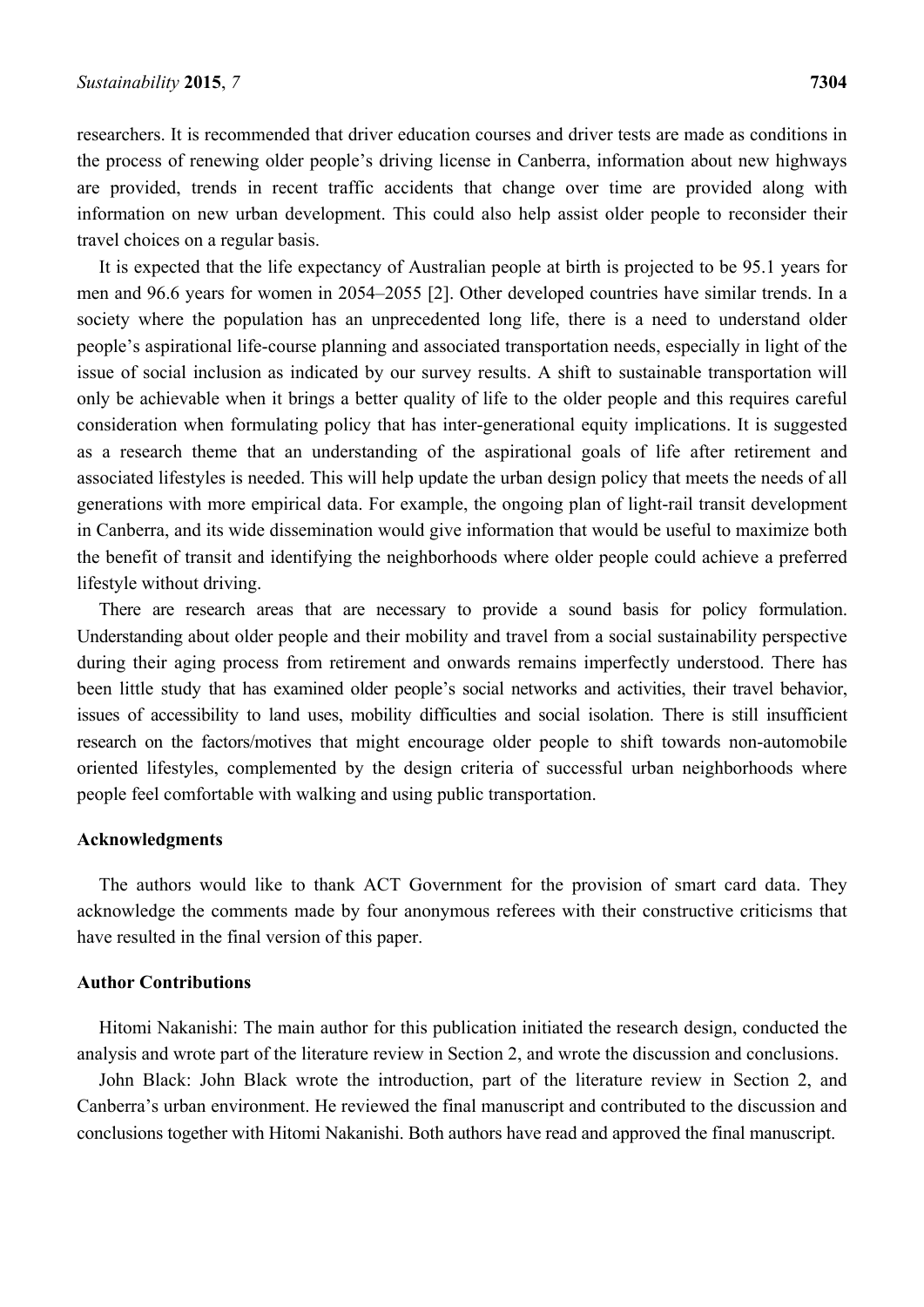researchers. It is recommended that driver education courses and driver tests are made as conditions in the process of renewing older people's driving license in Canberra, information about new highways are provided, trends in recent traffic accidents that change over time are provided along with information on new urban development. This could also help assist older people to reconsider their travel choices on a regular basis.

It is expected that the life expectancy of Australian people at birth is projected to be 95.1 years for men and 96.6 years for women in 2054–2055 [2]. Other developed countries have similar trends. In a society where the population has an unprecedented long life, there is a need to understand older people's aspirational life-course planning and associated transportation needs, especially in light of the issue of social inclusion as indicated by our survey results. A shift to sustainable transportation will only be achievable when it brings a better quality of life to the older people and this requires careful consideration when formulating policy that has inter-generational equity implications. It is suggested as a research theme that an understanding of the aspirational goals of life after retirement and associated lifestyles is needed. This will help update the urban design policy that meets the needs of all generations with more empirical data. For example, the ongoing plan of light-rail transit development in Canberra, and its wide dissemination would give information that would be useful to maximize both the benefit of transit and identifying the neighborhoods where older people could achieve a preferred lifestyle without driving.

There are research areas that are necessary to provide a sound basis for policy formulation. Understanding about older people and their mobility and travel from a social sustainability perspective during their aging process from retirement and onwards remains imperfectly understood. There has been little study that has examined older people's social networks and activities, their travel behavior, issues of accessibility to land uses, mobility difficulties and social isolation. There is still insufficient research on the factors/motives that might encourage older people to shift towards non-automobile oriented lifestyles, complemented by the design criteria of successful urban neighborhoods where people feel comfortable with walking and using public transportation.

## Acknowledgments

The authors would like to thank ACT Government for the provision of smart card data. They acknowledge the comments made by four anonymous referees with their constructive criticisms that have resulted in the final version of this paper.

## Author Contributions

Hitomi Nakanishi: The main author for this publication initiated the research design, conducted the analysis and wrote part of the literature review in Section 2, and wrote the discussion and conclusions.

John Black: John Black wrote the introduction, part of the literature review in Section 2, and Canberra's urban environment. He reviewed the final manuscript and contributed to the discussion and conclusions together with Hitomi Nakanishi. Both authors have read and approved the final manuscript.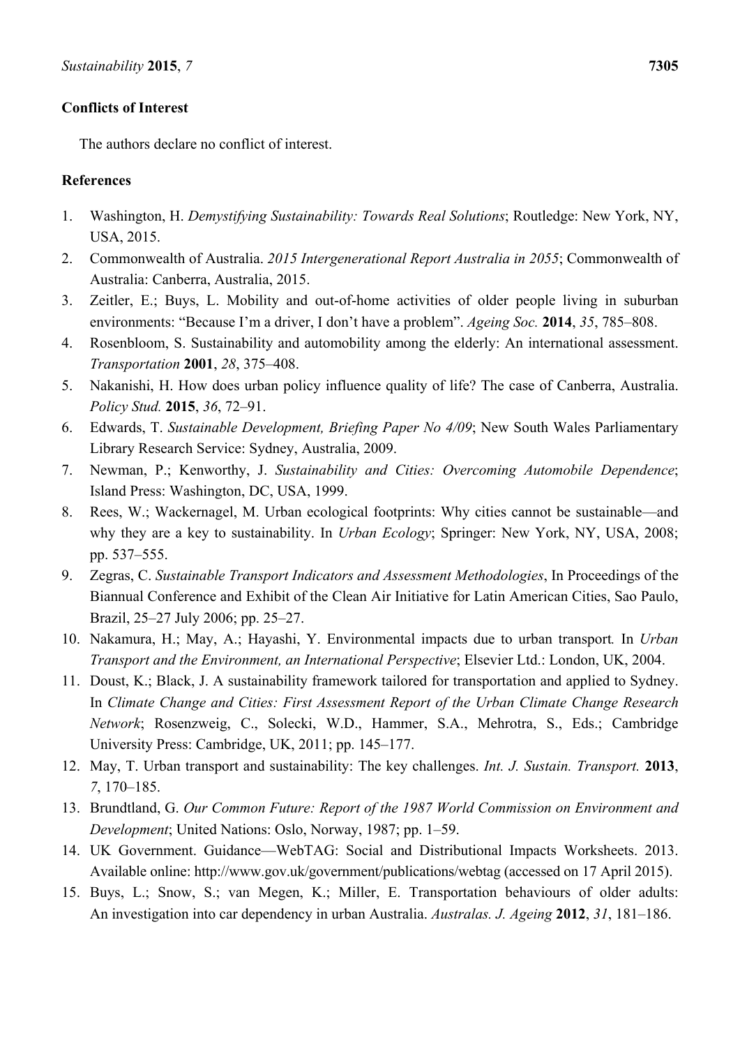## Conflicts of Interest

The authors declare no conflict of interest.

## References

1. Washington, H. *Demystifying Sustainability: Towards Real Solutions*; Routledge: New York, NY, USA, 2015.
2. Commonwealth of Australia. *2015 Intergenerational Report Australia in 2055*; Commonwealth of Australia: Canberra, Australia, 2015.
3. Zeitler, E.; Buys, L. Mobility and out-of-home activities of older people living in suburban environments: "Because I'm a driver, I don't have a problem". *Ageing Soc.* **2014**, *35*, 785–808.
4. Rosenbloom, S. Sustainability and automobility among the elderly: An international assessment. *Transportation* **2001**, *28*, 375–408.
5. Nakanishi, H. How does urban policy influence quality of life? The case of Canberra, Australia. *Policy Stud.* **2015**, *36*, 72–91.
6. Edwards, T. *Sustainable Development, Briefing Paper No 4/09*; New South Wales Parliamentary Library Research Service: Sydney, Australia, 2009.
7. Newman, P.; Kenworthy, J. *Sustainability and Cities: Overcoming Automobile Dependence*; Island Press: Washington, DC, USA, 1999.
8. Rees, W.; Wackernagel, M. Urban ecological footprints: Why cities cannot be sustainable—and why they are a key to sustainability. In *Urban Ecology*; Springer: New York, NY, USA, 2008; pp. 537–555.
9. Zegras, C. *Sustainable Transport Indicators and Assessment Methodologies*, In Proceedings of the Biannual Conference and Exhibit of the Clean Air Initiative for Latin American Cities, Sao Paulo, Brazil, 25–27 July 2006; pp. 25–27.
10. Nakamura, H.; May, A.; Hayashi, Y. Environmental impacts due to urban transport. In *Urban Transport and the Environment, an International Perspective*; Elsevier Ltd.: London, UK, 2004.
11. Doust, K.; Black, J. A sustainability framework tailored for transportation and applied to Sydney. In *Climate Change and Cities: First Assessment Report of the Urban Climate Change Research Network*; Rosenzweig, C., Solecki, W.D., Hammer, S.A., Mehrotra, S., Eds.; Cambridge University Press: Cambridge, UK, 2011; pp. 145–177.
12. May, T. Urban transport and sustainability: The key challenges. *Int. J. Sustain. Transport.* **2013**, *7*, 170–185.
13. Brundtland, G. *Our Common Future: Report of the 1987 World Commission on Environment and Development*; United Nations: Oslo, Norway, 1987; pp. 1–59.
14. UK Government. Guidance—WebTAG: Social and Distributional Impacts Worksheets. 2013. Available online: http://www.gov.uk/government/publications/webtag (accessed on 17 April 2015).
15. Buys, L.; Snow, S.; van Megen, K.; Miller, E. Transportation behaviours of older adults: An investigation into car dependency in urban Australia. *Australas. J. Ageing* **2012**, *31*, 181–186.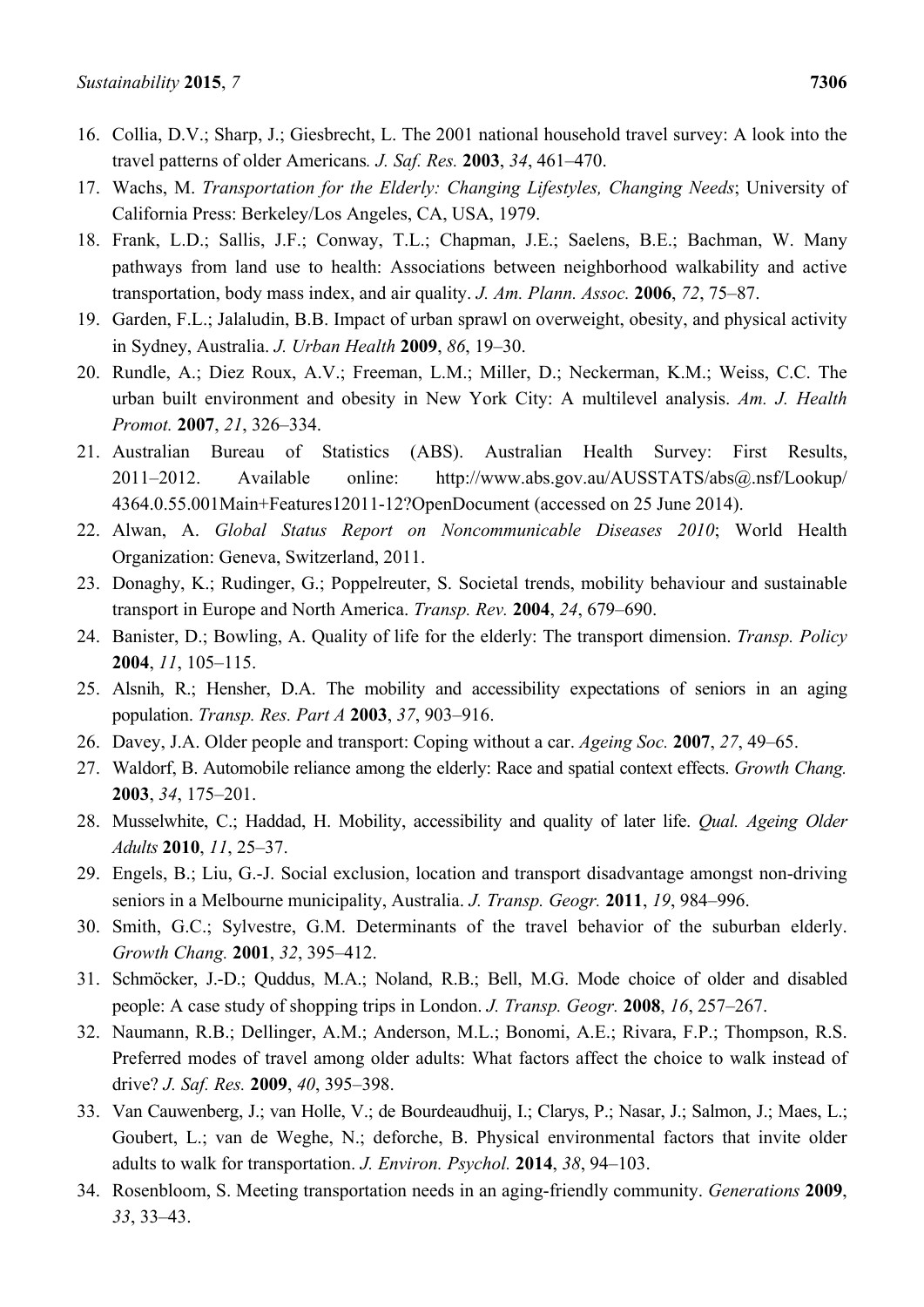16. Collia, D.V.; Sharp, J.; Giesbrecht, L. The 2001 national household travel survey: A look into the travel patterns of older Americans*. J. Saf. Res.* **2003**, *34*, 461–470.
17. Wachs, M. *Transportation for the Elderly: Changing Lifestyles, Changing Needs*; University of California Press: Berkeley/Los Angeles, CA, USA, 1979.
18. Frank, L.D.; Sallis, J.F.; Conway, T.L.; Chapman, J.E.; Saelens, B.E.; Bachman, W. Many pathways from land use to health: Associations between neighborhood walkability and active transportation, body mass index, and air quality. *J. Am. Plann. Assoc.* **2006**, *72*, 75–87.
19. Garden, F.L.; Jalaludin, B.B. Impact of urban sprawl on overweight, obesity, and physical activity in Sydney, Australia. *J. Urban Health* **2009**, *86*, 19–30.
20. Rundle, A.; Diez Roux, A.V.; Freeman, L.M.; Miller, D.; Neckerman, K.M.; Weiss, C.C. The urban built environment and obesity in New York City: A multilevel analysis. *Am. J. Health Promot.* **2007**, *21*, 326–334.
21. Australian Bureau of Statistics (ABS). Australian Health Survey: First Results, 2011–2012. Available online: http://www.abs.gov.au/AUSSTATS/abs@.nsf/Lookup/4364.0.55.001Main+Features12011-12?OpenDocument (accessed on 25 June 2014).
22. Alwan, A. *Global Status Report on Noncommunicable Diseases 2010*; World Health Organization: Geneva, Switzerland, 2011.
23. Donaghy, K.; Rudinger, G.; Poppelreuter, S. Societal trends, mobility behaviour and sustainable transport in Europe and North America. *Transp. Rev.* **2004**, *24*, 679–690.
24. Banister, D.; Bowling, A. Quality of life for the elderly: The transport dimension. *Transp. Policy* **2004**, *11*, 105–115.
25. Alsnih, R.; Hensher, D.A. The mobility and accessibility expectations of seniors in an aging population. *Transp. Res. Part A* **2003**, *37*, 903–916.
26. Davey, J.A. Older people and transport: Coping without a car. *Ageing Soc.* **2007**, *27*, 49–65.
27. Waldorf, B. Automobile reliance among the elderly: Race and spatial context effects. *Growth Chang.* **2003**, *34*, 175–201.
28. Musselwhite, C.; Haddad, H. Mobility, accessibility and quality of later life. *Qual. Ageing Older Adults* **2010**, *11*, 25–37.
29. Engels, B.; Liu, G.-J. Social exclusion, location and transport disadvantage amongst non-driving seniors in a Melbourne municipality, Australia. *J. Transp. Geogr.* **2011**, *19*, 984–996.
30. Smith, G.C.; Sylvestre, G.M. Determinants of the travel behavior of the suburban elderly. *Growth Chang.* **2001**, *32*, 395–412.
31. Schmöcker, J.-D.; Quddus, M.A.; Noland, R.B.; Bell, M.G. Mode choice of older and disabled people: A case study of shopping trips in London. *J. Transp. Geogr.* **2008**, *16*, 257–267.
32. Naumann, R.B.; Dellinger, A.M.; Anderson, M.L.; Bonomi, A.E.; Rivara, F.P.; Thompson, R.S. Preferred modes of travel among older adults: What factors affect the choice to walk instead of drive? *J. Saf. Res.* **2009**, *40*, 395–398.
33. Van Cauwenberg, J.; van Holle, V.; de Bourdeaudhuij, I.; Clarys, P.; Nasar, J.; Salmon, J.; Maes, L.; Goubert, L.; van de Weghe, N.; deforche, B. Physical environmental factors that invite older adults to walk for transportation. *J. Environ. Psychol.* **2014**, *38*, 94–103.
34. Rosenbloom, S. Meeting transportation needs in an aging-friendly community. *Generations* **2009**, *33*, 33–43.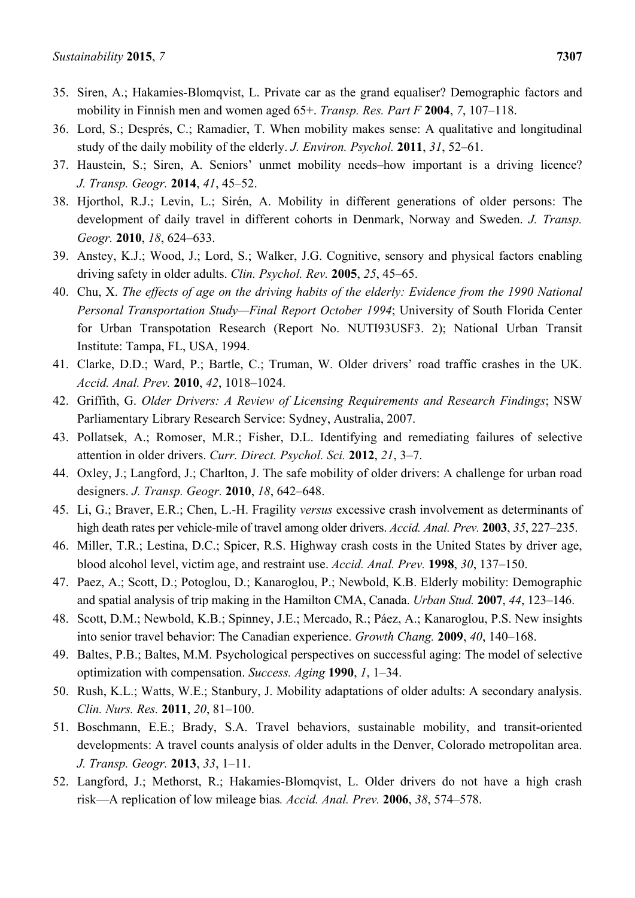35. Siren, A.; Hakamies-Blomqvist, L. Private car as the grand equaliser? Demographic factors and mobility in Finnish men and women aged 65+. *Transp. Res. Part F* **2004**, *7*, 107–118.
36. Lord, S.; Després, C.; Ramadier, T. When mobility makes sense: A qualitative and longitudinal study of the daily mobility of the elderly. *J. Environ. Psychol.* **2011**, *31*, 52–61.
37. Haustein, S.; Siren, A. Seniors' unmet mobility needs–how important is a driving licence? *J. Transp. Geogr.* **2014**, *41*, 45–52.
38. Hjorthol, R.J.; Levin, L.; Sirén, A. Mobility in different generations of older persons: The development of daily travel in different cohorts in Denmark, Norway and Sweden. *J. Transp. Geogr.* **2010**, *18*, 624–633.
39. Anstey, K.J.; Wood, J.; Lord, S.; Walker, J.G. Cognitive, sensory and physical factors enabling driving safety in older adults. *Clin. Psychol. Rev.* **2005**, *25*, 45–65.
40. Chu, X. *The effects of age on the driving habits of the elderly: Evidence from the 1990 National Personal Transportation Study—Final Report October 1994*; University of South Florida Center for Urban Transpotation Research (Report No. NUTI93USF3. 2); National Urban Transit Institute: Tampa, FL, USA, 1994.
41. Clarke, D.D.; Ward, P.; Bartle, C.; Truman, W. Older drivers' road traffic crashes in the UK. *Accid. Anal. Prev.* **2010**, *42*, 1018–1024.
42. Griffith, G. *Older Drivers: A Review of Licensing Requirements and Research Findings*; NSW Parliamentary Library Research Service: Sydney, Australia, 2007.
43. Pollatsek, A.; Romoser, M.R.; Fisher, D.L. Identifying and remediating failures of selective attention in older drivers. *Curr. Direct. Psychol. Sci.* **2012**, *21*, 3–7.
44. Oxley, J.; Langford, J.; Charlton, J. The safe mobility of older drivers: A challenge for urban road designers. *J. Transp. Geogr.* **2010**, *18*, 642–648.
45. Li, G.; Braver, E.R.; Chen, L.-H. Fragility *versus* excessive crash involvement as determinants of high death rates per vehicle-mile of travel among older drivers. *Accid. Anal. Prev.* **2003**, *35*, 227–235.
46. Miller, T.R.; Lestina, D.C.; Spicer, R.S. Highway crash costs in the United States by driver age, blood alcohol level, victim age, and restraint use. *Accid. Anal. Prev.* **1998**, *30*, 137–150.
47. Paez, A.; Scott, D.; Potoglou, D.; Kanaroglou, P.; Newbold, K.B. Elderly mobility: Demographic and spatial analysis of trip making in the Hamilton CMA, Canada. *Urban Stud.* **2007**, *44*, 123–146.
48. Scott, D.M.; Newbold, K.B.; Spinney, J.E.; Mercado, R.; Páez, A.; Kanaroglou, P.S. New insights into senior travel behavior: The Canadian experience. *Growth Chang.* **2009**, *40*, 140–168.
49. Baltes, P.B.; Baltes, M.M. Psychological perspectives on successful aging: The model of selective optimization with compensation. *Success. Aging* **1990**, *1*, 1–34.
50. Rush, K.L.; Watts, W.E.; Stanbury, J. Mobility adaptations of older adults: A secondary analysis. *Clin. Nurs. Res.* **2011**, *20*, 81–100.
51. Boschmann, E.E.; Brady, S.A. Travel behaviors, sustainable mobility, and transit-oriented developments: A travel counts analysis of older adults in the Denver, Colorado metropolitan area. *J. Transp. Geogr.* **2013**, *33*, 1–11.
52. Langford, J.; Methorst, R.; Hakamies-Blomqvist, L. Older drivers do not have a high crash risk—A replication of low mileage bias*. Accid. Anal. Prev.* **2006**, *38*, 574–578.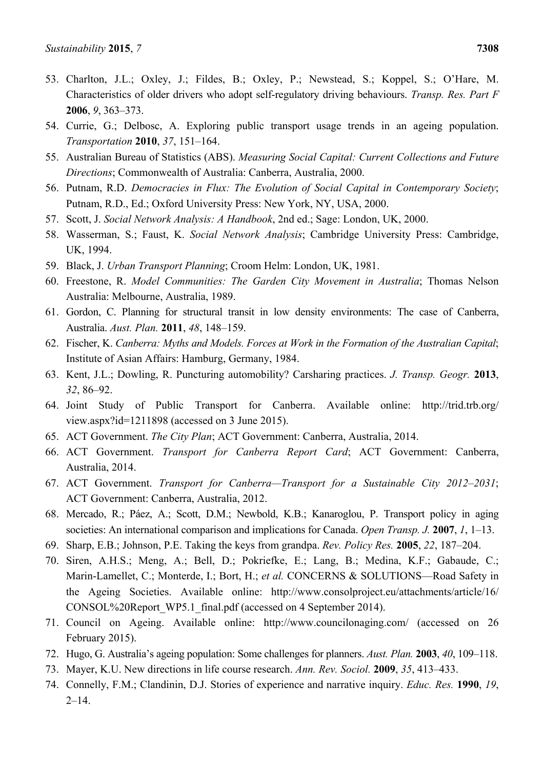53. Charlton, J.L.; Oxley, J.; Fildes, B.; Oxley, P.; Newstead, S.; Koppel, S.; O'Hare, M. Characteristics of older drivers who adopt self-regulatory driving behaviours. *Transp. Res. Part F* **2006**, *9*, 363–373.
54. Currie, G.; Delbosc, A. Exploring public transport usage trends in an ageing population. *Transportation* **2010**, *37*, 151–164.
55. Australian Bureau of Statistics (ABS). *Measuring Social Capital: Current Collections and Future Directions*; Commonwealth of Australia: Canberra, Australia, 2000.
56. Putnam, R.D. *Democracies in Flux: The Evolution of Social Capital in Contemporary Society*; Putnam, R.D., Ed.; Oxford University Press: New York, NY, USA, 2000.
57. Scott, J. *Social Network Analysis: A Handbook*, 2nd ed.; Sage: London, UK, 2000.
58. Wasserman, S.; Faust, K. *Social Network Analysis*; Cambridge University Press: Cambridge, UK, 1994.
59. Black, J. *Urban Transport Planning*; Croom Helm: London, UK, 1981.
60. Freestone, R. *Model Communities: The Garden City Movement in Australia*; Thomas Nelson Australia: Melbourne, Australia, 1989.
61. Gordon, C. Planning for structural transit in low density environments: The case of Canberra, Australia. *Aust. Plan.* **2011**, *48*, 148–159.
62. Fischer, K. *Canberra: Myths and Models. Forces at Work in the Formation of the Australian Capital*; Institute of Asian Affairs: Hamburg, Germany, 1984.
63. Kent, J.L.; Dowling, R. Puncturing automobility? Carsharing practices. *J. Transp. Geogr.* **2013**, *32*, 86–92.
64. Joint Study of Public Transport for Canberra. Available online: http://trid.trb.org/view.aspx?id=1211898 (accessed on 3 June 2015).
65. ACT Government. *The City Plan*; ACT Government: Canberra, Australia, 2014.
66. ACT Government. *Transport for Canberra Report Card*; ACT Government: Canberra, Australia, 2014.
67. ACT Government. *Transport for Canberra—Transport for a Sustainable City 2012–2031*; ACT Government: Canberra, Australia, 2012.
68. Mercado, R.; Páez, A.; Scott, D.M.; Newbold, K.B.; Kanaroglou, P. Transport policy in aging societies: An international comparison and implications for Canada. *Open Transp. J.* **2007**, *1*, 1–13.
69. Sharp, E.B.; Johnson, P.E. Taking the keys from grandpa. *Rev. Policy Res.* **2005**, *22*, 187–204.
70. Siren, A.H.S.; Meng, A.; Bell, D.; Pokriefke, E.; Lang, B.; Medina, K.F.; Gabaude, C.; Marin-Lamellet, C.; Monterde, I.; Bort, H.; *et al.* CONCERNS & SOLUTIONS—Road Safety in the Ageing Societies. Available online: http://www.consolproject.eu/attachments/article/16/CONSOL%20Report_WP5.1_final.pdf (accessed on 4 September 2014).
71. Council on Ageing. Available online: http://www.councilonaging.com/ (accessed on 26 February 2015).
72. Hugo, G. Australia's ageing population: Some challenges for planners. *Aust. Plan.* **2003**, *40*, 109–118.
73. Mayer, K.U. New directions in life course research. *Ann. Rev. Sociol.* **2009**, *35*, 413–433.
74. Connelly, F.M.; Clandinin, D.J. Stories of experience and narrative inquiry. *Educ. Res.* **1990**, *19*, 2–14.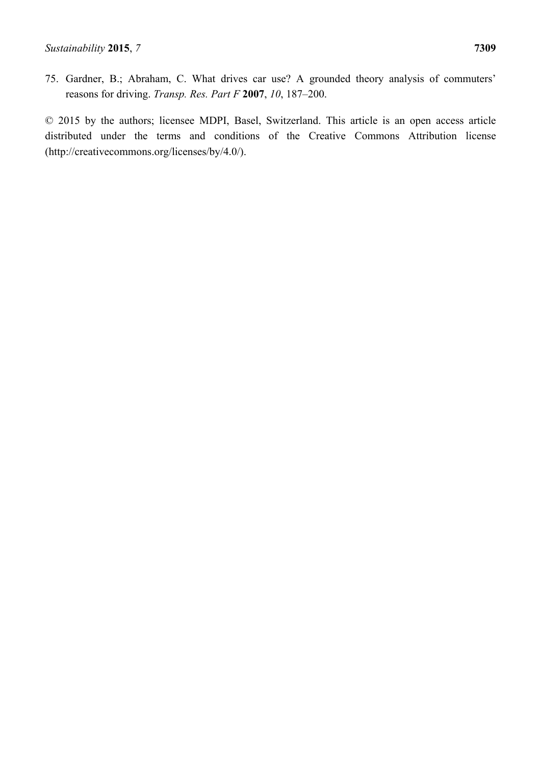75. Gardner, B.; Abraham, C. What drives car use? A grounded theory analysis of commuters' reasons for driving. *Transp. Res. Part F* **2007**, *10*, 187–200.

© 2015 by the authors; licensee MDPI, Basel, Switzerland. This article is an open access article distributed under the terms and conditions of the Creative Commons Attribution license (http://creativecommons.org/licenses/by/4.0/).